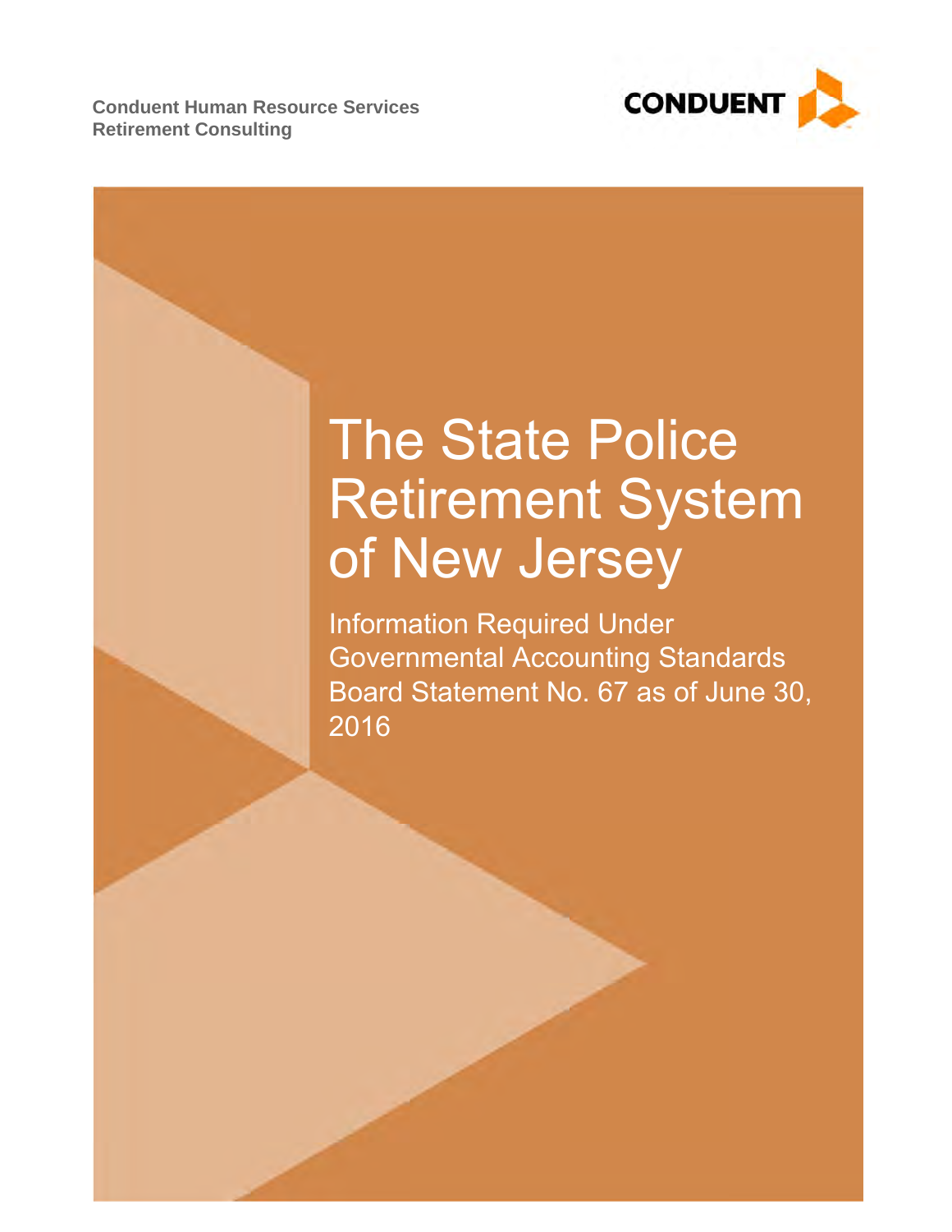**Conduent Human Resource Services**
**Retirement Consulting**

CONDUENT

# The State Police Retirement System of New Jersey

Information Required Under Governmental Accounting Standards Board Statement No. 67 as of June 30, 2016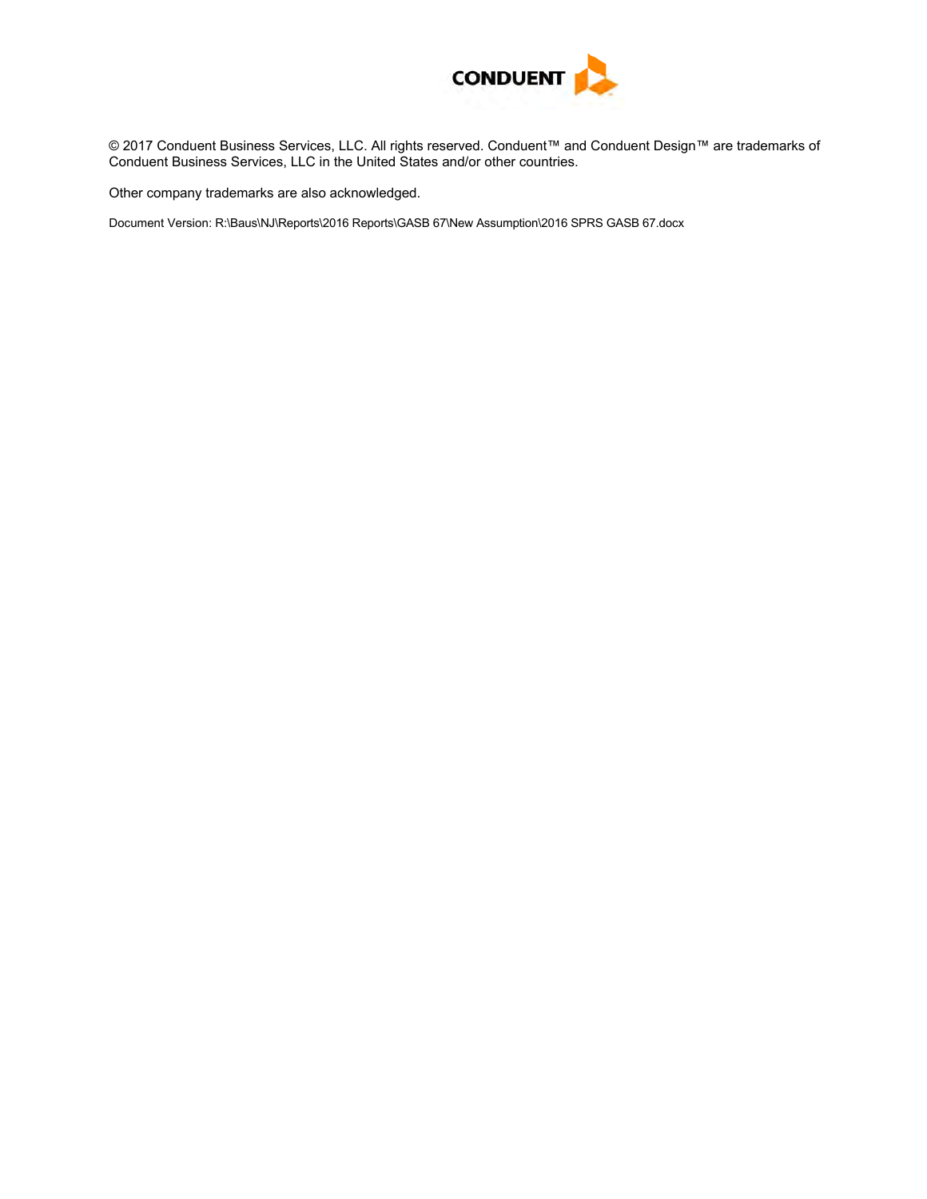CONDUENT

© 2017 Conduent Business Services, LLC. All rights reserved. Conduent™ and Conduent Design™ are trademarks of Conduent Business Services, LLC in the United States and/or other countries.

Other company trademarks are also acknowledged.

Document Version: R:\Baus\NJ\Reports\2016 Reports\GASB 67\New Assumption\2016 SPRS GASB 67.docx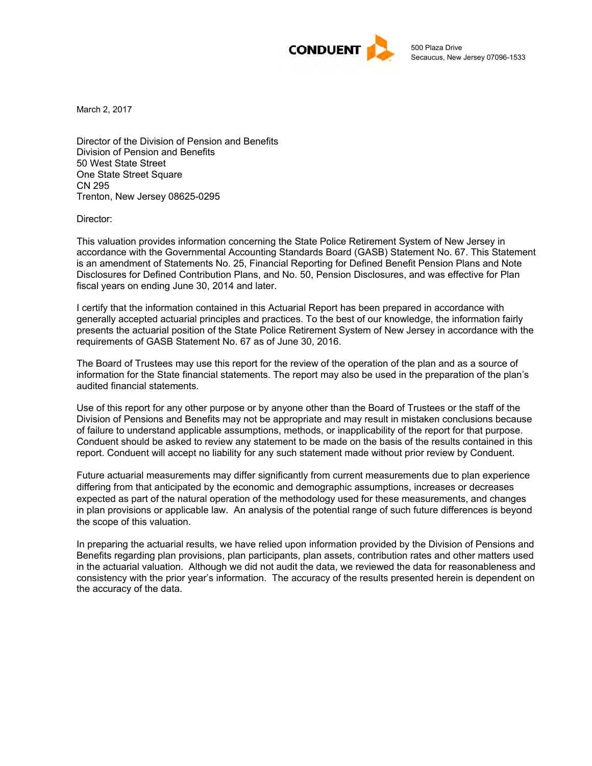**CONDUENT**

500 Plaza Drive
Secaucus, New Jersey 07096-1533

March 2, 2017

Director of the Division of Pension and Benefits
Division of Pension and Benefits
50 West State Street
One State Street Square
CN 295
Trenton, New Jersey 08625-0295

Director:

This valuation provides information concerning the State Police Retirement System of New Jersey in accordance with the Governmental Accounting Standards Board (GASB) Statement No. 67. This Statement is an amendment of Statements No. 25, Financial Reporting for Defined Benefit Pension Plans and Note Disclosures for Defined Contribution Plans, and No. 50, Pension Disclosures, and was effective for Plan fiscal years on ending June 30, 2014 and later.

I certify that the information contained in this Actuarial Report has been prepared in accordance with generally accepted actuarial principles and practices. To the best of our knowledge, the information fairly presents the actuarial position of the State Police Retirement System of New Jersey in accordance with the requirements of GASB Statement No. 67 as of June 30, 2016.

The Board of Trustees may use this report for the review of the operation of the plan and as a source of information for the State financial statements. The report may also be used in the preparation of the plan's audited financial statements.

Use of this report for any other purpose or by anyone other than the Board of Trustees or the staff of the Division of Pensions and Benefits may not be appropriate and may result in mistaken conclusions because of failure to understand applicable assumptions, methods, or inapplicability of the report for that purpose. Conduent should be asked to review any statement to be made on the basis of the results contained in this report. Conduent will accept no liability for any such statement made without prior review by Conduent.

Future actuarial measurements may differ significantly from current measurements due to plan experience differing from that anticipated by the economic and demographic assumptions, increases or decreases expected as part of the natural operation of the methodology used for these measurements, and changes in plan provisions or applicable law. An analysis of the potential range of such future differences is beyond the scope of this valuation.

In preparing the actuarial results, we have relied upon information provided by the Division of Pensions and Benefits regarding plan provisions, plan participants, plan assets, contribution rates and other matters used in the actuarial valuation. Although we did not audit the data, we reviewed the data for reasonableness and consistency with the prior year's information. The accuracy of the results presented herein is dependent on the accuracy of the data.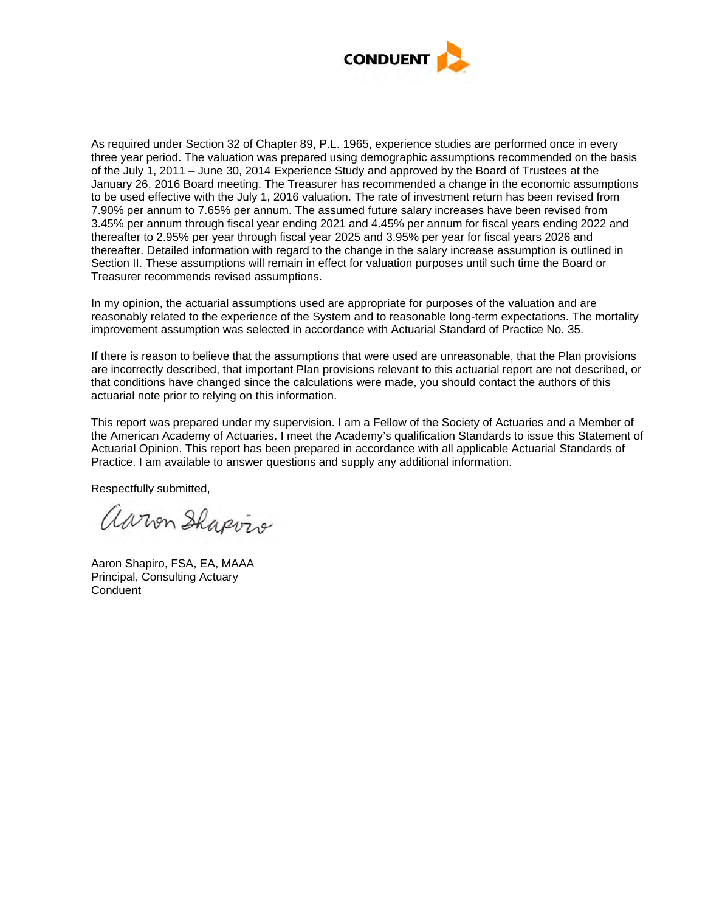As required under Section 32 of Chapter 89, P.L. 1965, experience studies are performed once in every three year period. The valuation was prepared using demographic assumptions recommended on the basis of the July 1, 2011 – June 30, 2014 Experience Study and approved by the Board of Trustees at the January 26, 2016 Board meeting. The Treasurer has recommended a change in the economic assumptions to be used effective with the July 1, 2016 valuation. The rate of investment return has been revised from 7.90% per annum to 7.65% per annum. The assumed future salary increases have been revised from 3.45% per annum through fiscal year ending 2021 and 4.45% per annum for fiscal years ending 2022 and thereafter to 2.95% per year through fiscal year 2025 and 3.95% per year for fiscal years 2026 and thereafter. Detailed information with regard to the change in the salary increase assumption is outlined in Section II. These assumptions will remain in effect for valuation purposes until such time the Board or Treasurer recommends revised assumptions.

In my opinion, the actuarial assumptions used are appropriate for purposes of the valuation and are reasonably related to the experience of the System and to reasonable long-term expectations. The mortality improvement assumption was selected in accordance with Actuarial Standard of Practice No. 35.

If there is reason to believe that the assumptions that were used are unreasonable, that the Plan provisions are incorrectly described, that important Plan provisions relevant to this actuarial report are not described, or that conditions have changed since the calculations were made, you should contact the authors of this actuarial note prior to relying on this information.

This report was prepared under my supervision. I am a Fellow of the Society of Actuaries and a Member of the American Academy of Actuaries. I meet the Academy's qualification Standards to issue this Statement of Actuarial Opinion. This report has been prepared in accordance with all applicable Actuarial Standards of Practice. I am available to answer questions and supply any additional information.

Respectfully submitted,

Aaron Shapiro, FSA, EA, MAAA
Principal, Consulting Actuary
Conduent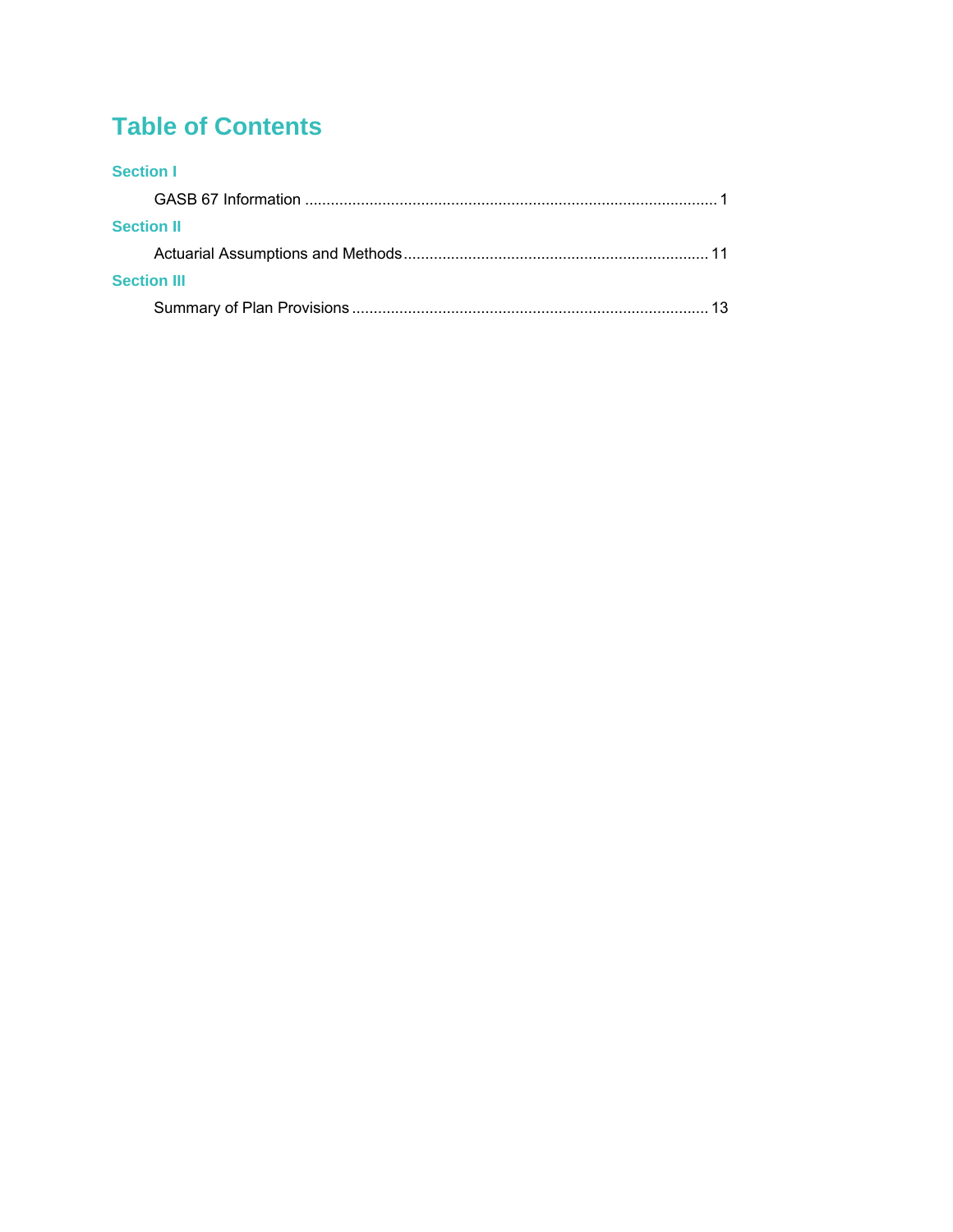# Table of Contents

**Section I**

GASB 67 Information ..... 1

**Section II**

Actuarial Assumptions and Methods ..... 11

**Section III**

Summary of Plan Provisions ..... 13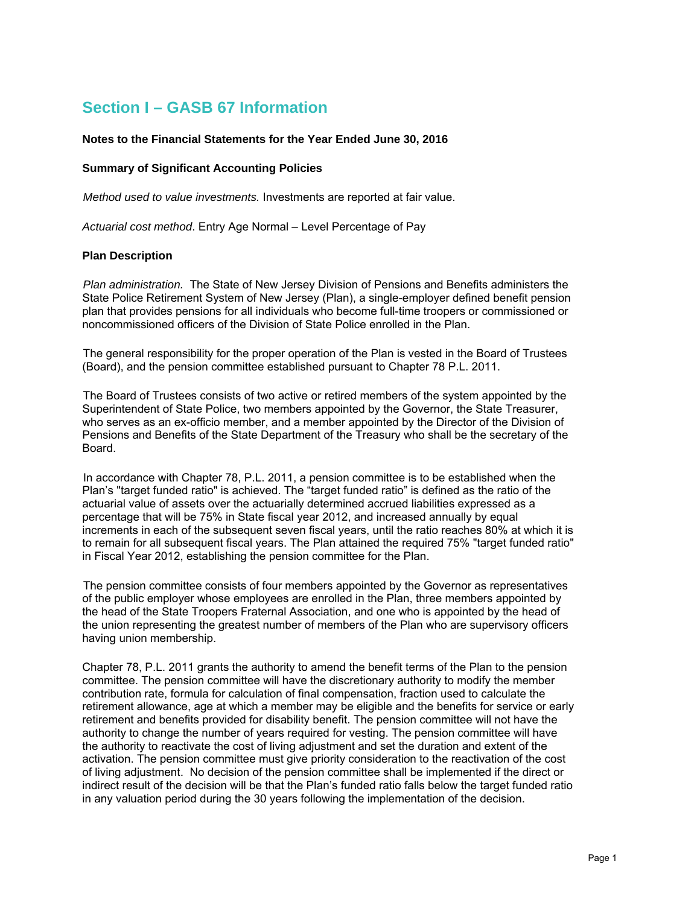## Section I – GASB 67 Information

**Notes to the Financial Statements for the Year Ended June 30, 2016**

**Summary of Significant Accounting Policies**

*Method used to value investments.* Investments are reported at fair value.

*Actuarial cost method*. Entry Age Normal – Level Percentage of Pay

**Plan Description**

*Plan administration.* The State of New Jersey Division of Pensions and Benefits administers the State Police Retirement System of New Jersey (Plan), a single-employer defined benefit pension plan that provides pensions for all individuals who become full-time troopers or commissioned or noncommissioned officers of the Division of State Police enrolled in the Plan.

The general responsibility for the proper operation of the Plan is vested in the Board of Trustees (Board), and the pension committee established pursuant to Chapter 78 P.L. 2011.

The Board of Trustees consists of two active or retired members of the system appointed by the Superintendent of State Police, two members appointed by the Governor, the State Treasurer, who serves as an ex-officio member, and a member appointed by the Director of the Division of Pensions and Benefits of the State Department of the Treasury who shall be the secretary of the Board.

In accordance with Chapter 78, P.L. 2011, a pension committee is to be established when the Plan's "target funded ratio" is achieved. The "target funded ratio" is defined as the ratio of the actuarial value of assets over the actuarially determined accrued liabilities expressed as a percentage that will be 75% in State fiscal year 2012, and increased annually by equal increments in each of the subsequent seven fiscal years, until the ratio reaches 80% at which it is to remain for all subsequent fiscal years. The Plan attained the required 75% "target funded ratio" in Fiscal Year 2012, establishing the pension committee for the Plan.

The pension committee consists of four members appointed by the Governor as representatives of the public employer whose employees are enrolled in the Plan, three members appointed by the head of the State Troopers Fraternal Association, and one who is appointed by the head of the union representing the greatest number of members of the Plan who are supervisory officers having union membership.

Chapter 78, P.L. 2011 grants the authority to amend the benefit terms of the Plan to the pension committee. The pension committee will have the discretionary authority to modify the member contribution rate, formula for calculation of final compensation, fraction used to calculate the retirement allowance, age at which a member may be eligible and the benefits for service or early retirement and benefits provided for disability benefit. The pension committee will not have the authority to change the number of years required for vesting. The pension committee will have the authority to reactivate the cost of living adjustment and set the duration and extent of the activation. The pension committee must give priority consideration to the reactivation of the cost of living adjustment. No decision of the pension committee shall be implemented if the direct or indirect result of the decision will be that the Plan's funded ratio falls below the target funded ratio in any valuation period during the 30 years following the implementation of the decision.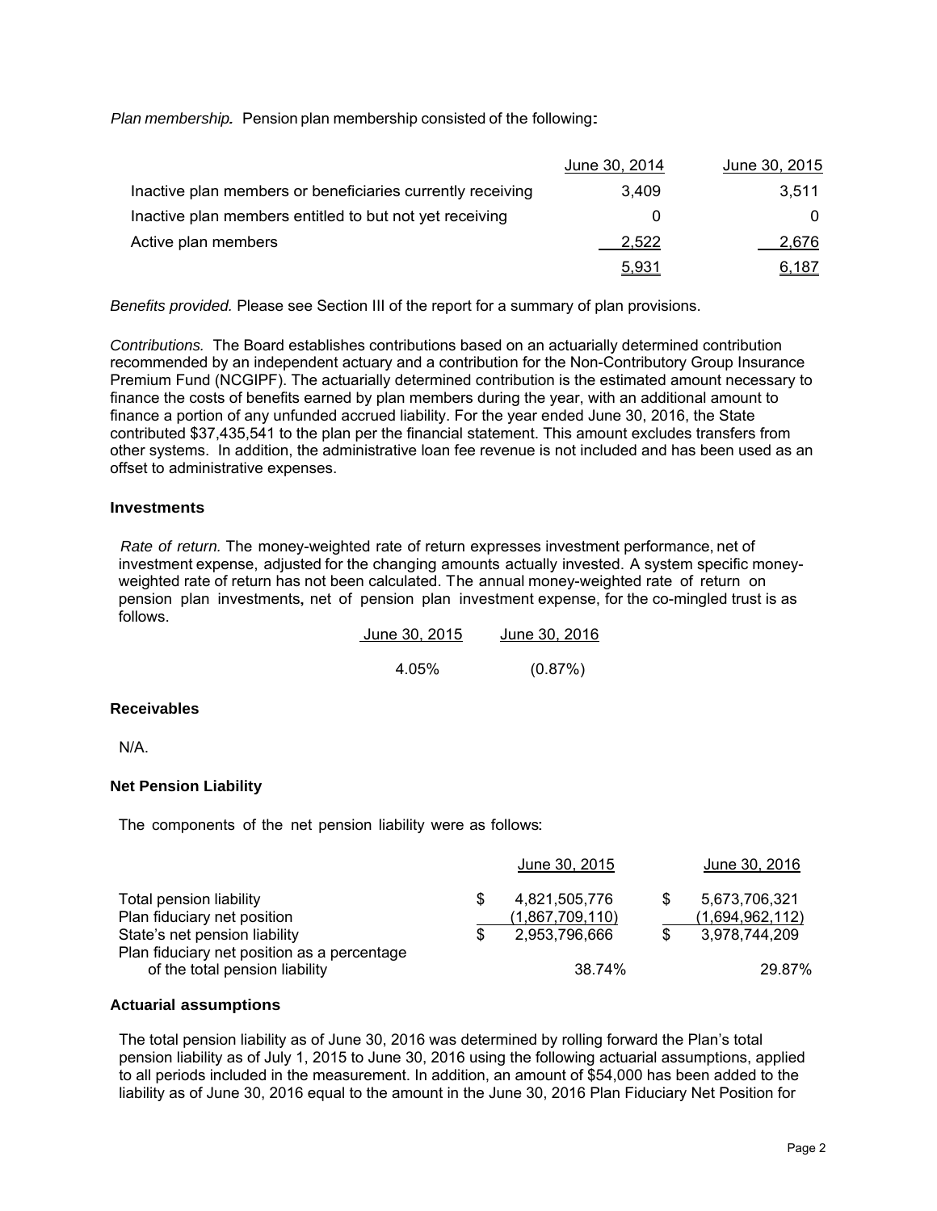*Plan membership.* Pension plan membership consisted of the following:

| | June 30, 2014 | June 30, 2015 |
|---|---|---|
| Inactive plan members or beneficiaries currently receiving | 3,409 | 3,511 |
| Inactive plan members entitled to but not yet receiving | 0 | 0 |
| Active plan members | 2,522 | 2,676 |
| | 5,931 | 6,187 |

*Benefits provided.* Please see Section III of the report for a summary of plan provisions.

*Contributions.* The Board establishes contributions based on an actuarially determined contribution recommended by an independent actuary and a contribution for the Non-Contributory Group Insurance Premium Fund (NCGIPF). The actuarially determined contribution is the estimated amount necessary to finance the costs of benefits earned by plan members during the year, with an additional amount to finance a portion of any unfunded accrued liability. For the year ended June 30, 2016, the State contributed $37,435,541 to the plan per the financial statement. This amount excludes transfers from other systems. In addition, the administrative loan fee revenue is not included and has been used as an offset to administrative expenses.

### Investments

*Rate of return.* The money-weighted rate of return expresses investment performance, net of investment expense, adjusted for the changing amounts actually invested. A system specific money-weighted rate of return has not been calculated. The annual money-weighted rate of return on pension plan investments, net of pension plan investment expense, for the co-mingled trust is as follows.

| June 30, 2015 | June 30, 2016 |
|---|---|
| 4.05% | (0.87%) |

### Receivables

N/A.

### Net Pension Liability

The components of the net pension liability were as follows:

| | June 30, 2015 | June 30, 2016 |
|---|---|---|
| Total pension liability | $ 4,821,505,776 | $ 5,673,706,321 |
| Plan fiduciary net position | (1,867,709,110) | (1,694,962,112) |
| State's net pension liability | $ 2,953,796,666 | $ 3,978,744,209 |
| Plan fiduciary net position as a percentage of the total pension liability | 38.74% | 29.87% |

### Actuarial assumptions

The total pension liability as of June 30, 2016 was determined by rolling forward the Plan's total pension liability as of July 1, 2015 to June 30, 2016 using the following actuarial assumptions, applied to all periods included in the measurement. In addition, an amount of $54,000 has been added to the liability as of June 30, 2016 equal to the amount in the June 30, 2016 Plan Fiduciary Net Position for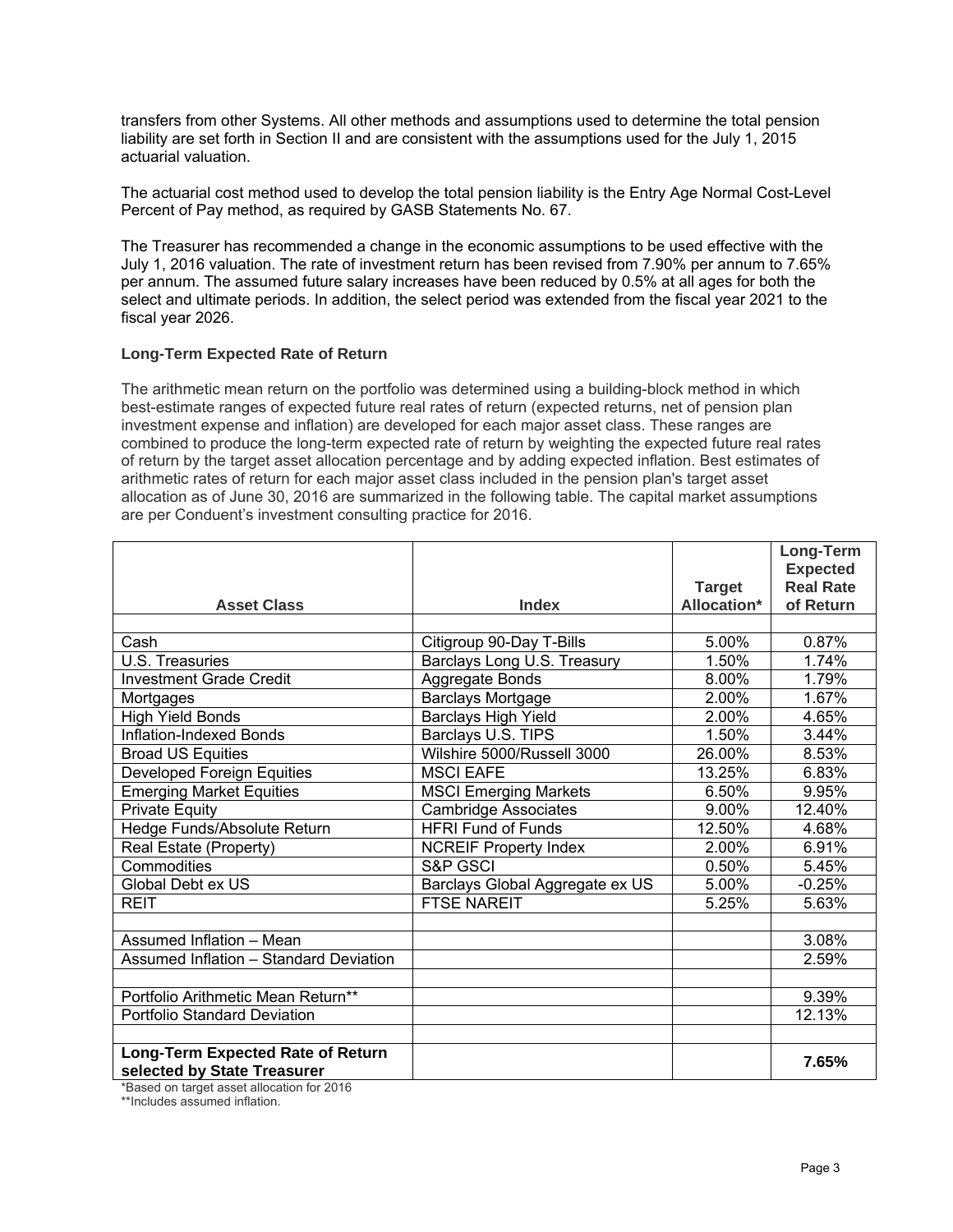transfers from other Systems. All other methods and assumptions used to determine the total pension liability are set forth in Section II and are consistent with the assumptions used for the July 1, 2015 actuarial valuation.

The actuarial cost method used to develop the total pension liability is the Entry Age Normal Cost-Level Percent of Pay method, as required by GASB Statements No. 67.

The Treasurer has recommended a change in the economic assumptions to be used effective with the July 1, 2016 valuation. The rate of investment return has been revised from 7.90% per annum to 7.65% per annum. The assumed future salary increases have been reduced by 0.5% at all ages for both the select and ultimate periods. In addition, the select period was extended from the fiscal year 2021 to the fiscal year 2026.

### Long-Term Expected Rate of Return

The arithmetic mean return on the portfolio was determined using a building-block method in which best-estimate ranges of expected future real rates of return (expected returns, net of pension plan investment expense and inflation) are developed for each major asset class. These ranges are combined to produce the long-term expected rate of return by weighting the expected future real rates of return by the target asset allocation percentage and by adding expected inflation. Best estimates of arithmetic rates of return for each major asset class included in the pension plan's target asset allocation as of June 30, 2016 are summarized in the following table. The capital market assumptions are per Conduent's investment consulting practice for 2016.

| Asset Class | Index | Target Allocation* | Long-Term Expected Real Rate of Return |
|---|---|---|---|
| | | | |
| Cash | Citigroup 90-Day T-Bills | 5.00% | 0.87% |
| U.S. Treasuries | Barclays Long U.S. Treasury | 1.50% | 1.74% |
| Investment Grade Credit | Aggregate Bonds | 8.00% | 1.79% |
| Mortgages | Barclays Mortgage | 2.00% | 1.67% |
| High Yield Bonds | Barclays High Yield | 2.00% | 4.65% |
| Inflation-Indexed Bonds | Barclays U.S. TIPS | 1.50% | 3.44% |
| Broad US Equities | Wilshire 5000/Russell 3000 | 26.00% | 8.53% |
| Developed Foreign Equities | MSCI EAFE | 13.25% | 6.83% |
| Emerging Market Equities | MSCI Emerging Markets | 6.50% | 9.95% |
| Private Equity | Cambridge Associates | 9.00% | 12.40% |
| Hedge Funds/Absolute Return | HFRI Fund of Funds | 12.50% | 4.68% |
| Real Estate (Property) | NCREIF Property Index | 2.00% | 6.91% |
| Commodities | S&P GSCI | 0.50% | 5.45% |
| Global Debt ex US | Barclays Global Aggregate ex US | 5.00% | -0.25% |
| REIT | FTSE NAREIT | 5.25% | 5.63% |
| | | | |
| Assumed Inflation – Mean | | | 3.08% |
| Assumed Inflation – Standard Deviation | | | 2.59% |
| | | | |
| Portfolio Arithmetic Mean Return** | | | 9.39% |
| Portfolio Standard Deviation | | | 12.13% |
| | | | |
| **Long-Term Expected Rate of Return selected by State Treasurer** | | | **7.65%** |

*Based on target asset allocation for 2016

**Includes assumed inflation.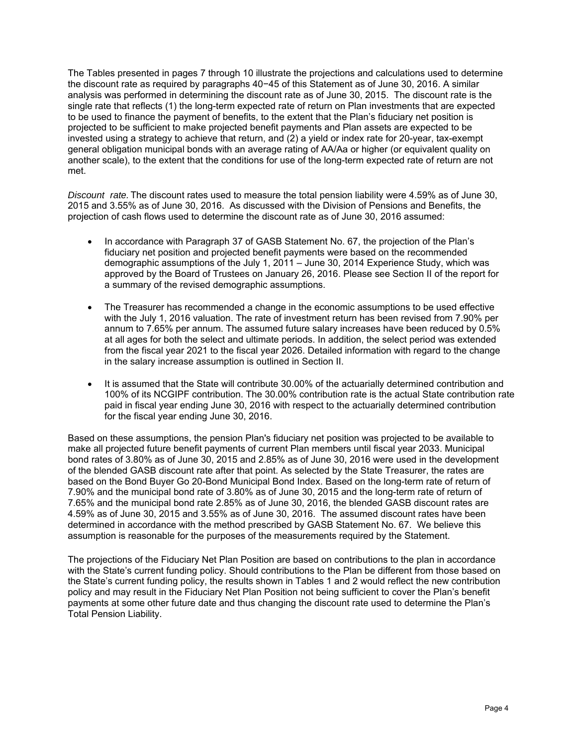The Tables presented in pages 7 through 10 illustrate the projections and calculations used to determine the discount rate as required by paragraphs 40−45 of this Statement as of June 30, 2016. A similar analysis was performed in determining the discount rate as of June 30, 2015. The discount rate is the single rate that reflects (1) the long-term expected rate of return on Plan investments that are expected to be used to finance the payment of benefits, to the extent that the Plan's fiduciary net position is projected to be sufficient to make projected benefit payments and Plan assets are expected to be invested using a strategy to achieve that return, and (2) a yield or index rate for 20-year, tax-exempt general obligation municipal bonds with an average rating of AA/Aa or higher (or equivalent quality on another scale), to the extent that the conditions for use of the long-term expected rate of return are not met.

*Discount rate.* The discount rates used to measure the total pension liability were 4.59% as of June 30, 2015 and 3.55% as of June 30, 2016. As discussed with the Division of Pensions and Benefits, the projection of cash flows used to determine the discount rate as of June 30, 2016 assumed:

- In accordance with Paragraph 37 of GASB Statement No. 67, the projection of the Plan's fiduciary net position and projected benefit payments were based on the recommended demographic assumptions of the July 1, 2011 – June 30, 2014 Experience Study, which was approved by the Board of Trustees on January 26, 2016. Please see Section II of the report for a summary of the revised demographic assumptions.

- The Treasurer has recommended a change in the economic assumptions to be used effective with the July 1, 2016 valuation. The rate of investment return has been revised from 7.90% per annum to 7.65% per annum. The assumed future salary increases have been reduced by 0.5% at all ages for both the select and ultimate periods. In addition, the select period was extended from the fiscal year 2021 to the fiscal year 2026. Detailed information with regard to the change in the salary increase assumption is outlined in Section II.

- It is assumed that the State will contribute 30.00% of the actuarially determined contribution and 100% of its NCGIPF contribution. The 30.00% contribution rate is the actual State contribution rate paid in fiscal year ending June 30, 2016 with respect to the actuarially determined contribution for the fiscal year ending June 30, 2016.

Based on these assumptions, the pension Plan's fiduciary net position was projected to be available to make all projected future benefit payments of current Plan members until fiscal year 2033. Municipal bond rates of 3.80% as of June 30, 2015 and 2.85% as of June 30, 2016 were used in the development of the blended GASB discount rate after that point. As selected by the State Treasurer, the rates are based on the Bond Buyer Go 20-Bond Municipal Bond Index. Based on the long-term rate of return of 7.90% and the municipal bond rate of 3.80% as of June 30, 2015 and the long-term rate of return of 7.65% and the municipal bond rate 2.85% as of June 30, 2016, the blended GASB discount rates are 4.59% as of June 30, 2015 and 3.55% as of June 30, 2016. The assumed discount rates have been determined in accordance with the method prescribed by GASB Statement No. 67. We believe this assumption is reasonable for the purposes of the measurements required by the Statement.

The projections of the Fiduciary Net Plan Position are based on contributions to the plan in accordance with the State's current funding policy. Should contributions to the Plan be different from those based on the State's current funding policy, the results shown in Tables 1 and 2 would reflect the new contribution policy and may result in the Fiduciary Net Plan Position not being sufficient to cover the Plan's benefit payments at some other future date and thus changing the discount rate used to determine the Plan's Total Pension Liability.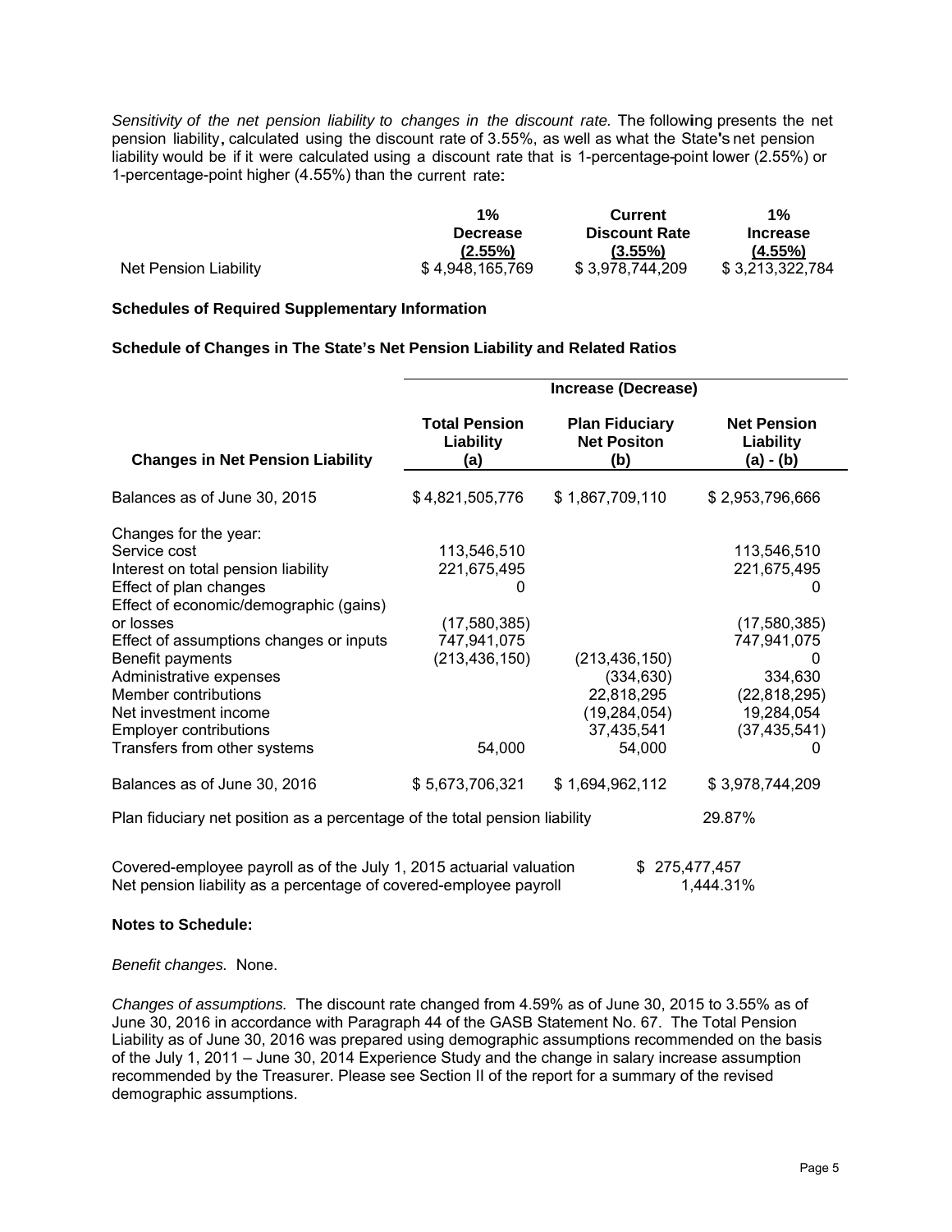*Sensitivity of the net pension liability to changes in the discount rate.* The following presents the net pension liability, calculated using the discount rate of 3.55%, as well as what the State's net pension liability would be if it were calculated using a discount rate that is 1-percentage-point lower (2.55%) or 1-percentage-point higher (4.55%) than the current rate:

| | 1% Decrease (2.55%) | Current Discount Rate (3.55%) | 1% Increase (4.55%) |
|---|---|---|---|
| Net Pension Liability | $ 4,948,165,769 | $ 3,978,744,209 | $ 3,213,322,784 |

**Schedules of Required Supplementary Information**

**Schedule of Changes in The State's Net Pension Liability and Related Ratios**

| | Increase (Decrease) | | |
|---|---|---|---|
| **Changes in Net Pension Liability** | **Total Pension Liability (a)** | **Plan Fiduciary Net Positon (b)** | **Net Pension Liability (a) - (b)** |
| Balances as of June 30, 2015 | $ 4,821,505,776 | $ 1,867,709,110 | $ 2,953,796,666 |
| Changes for the year: | | | |
| Service cost | 113,546,510 | | 113,546,510 |
| Interest on total pension liability | 221,675,495 | | 221,675,495 |
| Effect of plan changes | 0 | | 0 |
| Effect of economic/demographic (gains) or losses | (17,580,385) | | (17,580,385) |
| Effect of assumptions changes or inputs | 747,941,075 | | 747,941,075 |
| Benefit payments | (213,436,150) | (213,436,150) | 0 |
| Administrative expenses | | (334,630) | 334,630 |
| Member contributions | | 22,818,295 | (22,818,295) |
| Net investment income | | (19,284,054) | 19,284,054 |
| Employer contributions | | 37,435,541 | (37,435,541) |
| Transfers from other systems | 54,000 | 54,000 | 0 |
| Balances as of June 30, 2016 | $ 5,673,706,321 | $ 1,694,962,112 | $ 3,978,744,209 |
| Plan fiduciary net position as a percentage of the total pension liability | | | 29.87% |
| Covered-employee payroll as of the July 1, 2015 actuarial valuation | | | $ 275,477,457 |
| Net pension liability as a percentage of covered-employee payroll | | | 1,444.31% |

**Notes to Schedule:**

*Benefit changes.* None.

*Changes of assumptions.* The discount rate changed from 4.59% as of June 30, 2015 to 3.55% as of June 30, 2016 in accordance with Paragraph 44 of the GASB Statement No. 67. The Total Pension Liability as of June 30, 2016 was prepared using demographic assumptions recommended on the basis of the July 1, 2011 – June 30, 2014 Experience Study and the change in salary increase assumption recommended by the Treasurer. Please see Section II of the report for a summary of the revised demographic assumptions.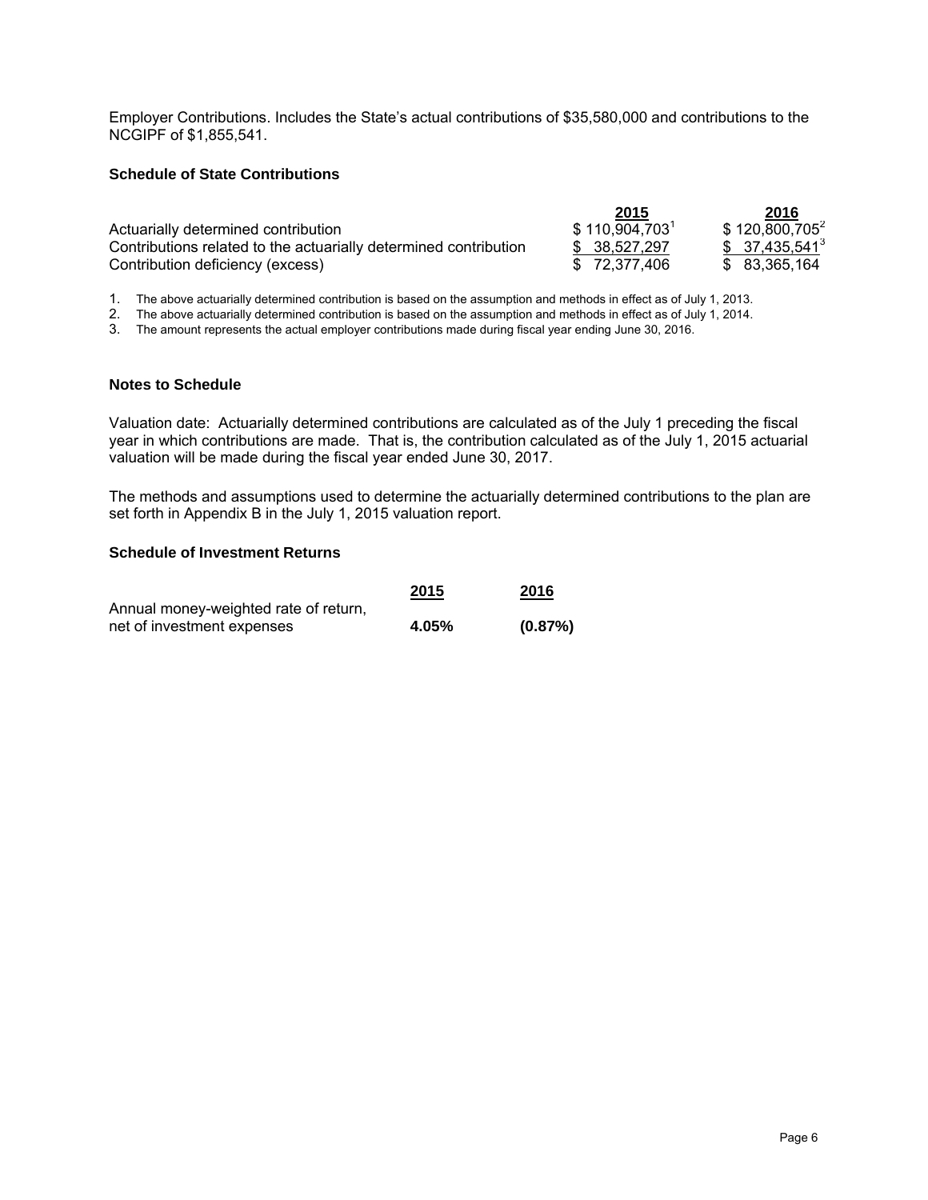Employer Contributions. Includes the State's actual contributions of $35,580,000 and contributions to the NCGIPF of $1,855,541.

**Schedule of State Contributions**

| | 2015 | 2016 |
|---|---|---|
| Actuarially determined contribution | $ 110,904,703[1] | $ 120,800,705[2] |
| Contributions related to the actuarially determined contribution | $ 38,527,297 | $ 37,435,541[3] |
| Contribution deficiency (excess) | $ 72,377,406 | $ 83,365,164 |

1. The above actuarially determined contribution is based on the assumption and methods in effect as of July 1, 2013.
2. The above actuarially determined contribution is based on the assumption and methods in effect as of July 1, 2014.
3. The amount represents the actual employer contributions made during fiscal year ending June 30, 2016.

**Notes to Schedule**

Valuation date: Actuarially determined contributions are calculated as of the July 1 preceding the fiscal year in which contributions are made. That is, the contribution calculated as of the July 1, 2015 actuarial valuation will be made during the fiscal year ended June 30, 2017.

The methods and assumptions used to determine the actuarially determined contributions to the plan are set forth in Appendix B in the July 1, 2015 valuation report.

**Schedule of Investment Returns**

| | 2015 | 2016 |
|---|---|---|
| Annual money-weighted rate of return, net of investment expenses | **4.05%** | **(0.87%)** |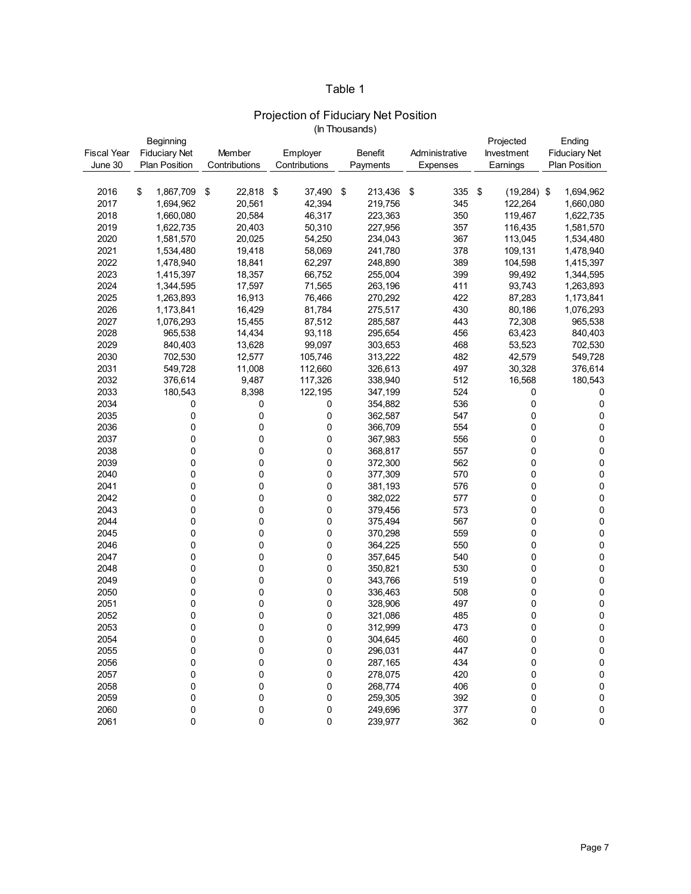# Table 1

## Projection of Fiduciary Net Position

(In Thousands)

| Fiscal Year June 30 | Beginning Fiduciary Net Plan Position | Member Contributions | Employer Contributions | Benefit Payments | Administrative Expenses | Projected Investment Earnings | Ending Fiduciary Net Plan Position |
|---|---|---|---|---|---|---|---|
| 2016 | $ 1,867,709 | $ 22,818 | $ 37,490 | $ 213,436 | $ 335 | $ (19,284) | $ 1,694,962 |
| 2017 | 1,694,962 | 20,561 | 42,394 | 219,756 | 345 | 122,264 | 1,660,080 |
| 2018 | 1,660,080 | 20,584 | 46,317 | 223,363 | 350 | 119,467 | 1,622,735 |
| 2019 | 1,622,735 | 20,403 | 50,310 | 227,956 | 357 | 116,435 | 1,581,570 |
| 2020 | 1,581,570 | 20,025 | 54,250 | 234,043 | 367 | 113,045 | 1,534,480 |
| 2021 | 1,534,480 | 19,418 | 58,069 | 241,780 | 378 | 109,131 | 1,478,940 |
| 2022 | 1,478,940 | 18,841 | 62,297 | 248,890 | 389 | 104,598 | 1,415,397 |
| 2023 | 1,415,397 | 18,357 | 66,752 | 255,004 | 399 | 99,492 | 1,344,595 |
| 2024 | 1,344,595 | 17,597 | 71,565 | 263,196 | 411 | 93,743 | 1,263,893 |
| 2025 | 1,263,893 | 16,913 | 76,466 | 270,292 | 422 | 87,283 | 1,173,841 |
| 2026 | 1,173,841 | 16,429 | 81,784 | 275,517 | 430 | 80,186 | 1,076,293 |
| 2027 | 1,076,293 | 15,455 | 87,512 | 285,587 | 443 | 72,308 | 965,538 |
| 2028 | 965,538 | 14,434 | 93,118 | 295,654 | 456 | 63,423 | 840,403 |
| 2029 | 840,403 | 13,628 | 99,097 | 303,653 | 468 | 53,523 | 702,530 |
| 2030 | 702,530 | 12,577 | 105,746 | 313,222 | 482 | 42,579 | 549,728 |
| 2031 | 549,728 | 11,008 | 112,660 | 326,613 | 497 | 30,328 | 376,614 |
| 2032 | 376,614 | 9,487 | 117,326 | 338,940 | 512 | 16,568 | 180,543 |
| 2033 | 180,543 | 8,398 | 122,195 | 347,199 | 524 | 0 | 0 |
| 2034 | 0 | 0 | 0 | 354,882 | 536 | 0 | 0 |
| 2035 | 0 | 0 | 0 | 362,587 | 547 | 0 | 0 |
| 2036 | 0 | 0 | 0 | 366,709 | 554 | 0 | 0 |
| 2037 | 0 | 0 | 0 | 367,983 | 556 | 0 | 0 |
| 2038 | 0 | 0 | 0 | 368,817 | 557 | 0 | 0 |
| 2039 | 0 | 0 | 0 | 372,300 | 562 | 0 | 0 |
| 2040 | 0 | 0 | 0 | 377,309 | 570 | 0 | 0 |
| 2041 | 0 | 0 | 0 | 381,193 | 576 | 0 | 0 |
| 2042 | 0 | 0 | 0 | 382,022 | 577 | 0 | 0 |
| 2043 | 0 | 0 | 0 | 379,456 | 573 | 0 | 0 |
| 2044 | 0 | 0 | 0 | 375,494 | 567 | 0 | 0 |
| 2045 | 0 | 0 | 0 | 370,298 | 559 | 0 | 0 |
| 2046 | 0 | 0 | 0 | 364,225 | 550 | 0 | 0 |
| 2047 | 0 | 0 | 0 | 357,645 | 540 | 0 | 0 |
| 2048 | 0 | 0 | 0 | 350,821 | 530 | 0 | 0 |
| 2049 | 0 | 0 | 0 | 343,766 | 519 | 0 | 0 |
| 2050 | 0 | 0 | 0 | 336,463 | 508 | 0 | 0 |
| 2051 | 0 | 0 | 0 | 328,906 | 497 | 0 | 0 |
| 2052 | 0 | 0 | 0 | 321,086 | 485 | 0 | 0 |
| 2053 | 0 | 0 | 0 | 312,999 | 473 | 0 | 0 |
| 2054 | 0 | 0 | 0 | 304,645 | 460 | 0 | 0 |
| 2055 | 0 | 0 | 0 | 296,031 | 447 | 0 | 0 |
| 2056 | 0 | 0 | 0 | 287,165 | 434 | 0 | 0 |
| 2057 | 0 | 0 | 0 | 278,075 | 420 | 0 | 0 |
| 2058 | 0 | 0 | 0 | 268,774 | 406 | 0 | 0 |
| 2059 | 0 | 0 | 0 | 259,305 | 392 | 0 | 0 |
| 2060 | 0 | 0 | 0 | 249,696 | 377 | 0 | 0 |
| 2061 | 0 | 0 | 0 | 239,977 | 362 | 0 | 0 |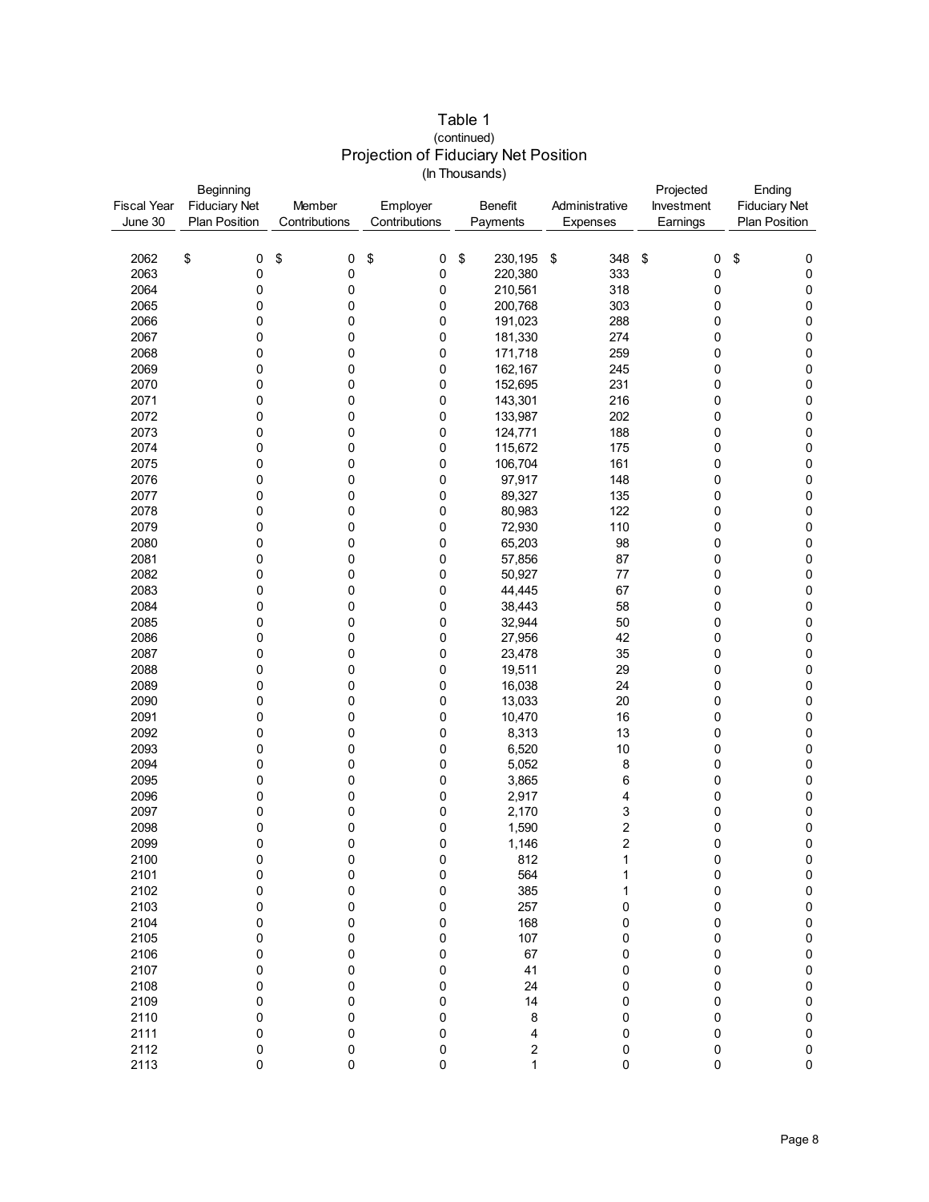# Table 1

(continued)

## Projection of Fiduciary Net Position

(In Thousands)

| Fiscal Year June 30 | Beginning Fiduciary Net Plan Position | Member Contributions | Employer Contributions | Benefit Payments | Administrative Expenses | Projected Investment Earnings | Ending Fiduciary Net Plan Position |
|---|---|---|---|---|---|---|---|
| 2062 | $ 0 | $ 0 | $ 0 | $ 230,195 | $ 348 | $ 0 | $ 0 |
| 2063 | 0 | 0 | 0 | 220,380 | 333 | 0 | 0 |
| 2064 | 0 | 0 | 0 | 210,561 | 318 | 0 | 0 |
| 2065 | 0 | 0 | 0 | 200,768 | 303 | 0 | 0 |
| 2066 | 0 | 0 | 0 | 191,023 | 288 | 0 | 0 |
| 2067 | 0 | 0 | 0 | 181,330 | 274 | 0 | 0 |
| 2068 | 0 | 0 | 0 | 171,718 | 259 | 0 | 0 |
| 2069 | 0 | 0 | 0 | 162,167 | 245 | 0 | 0 |
| 2070 | 0 | 0 | 0 | 152,695 | 231 | 0 | 0 |
| 2071 | 0 | 0 | 0 | 143,301 | 216 | 0 | 0 |
| 2072 | 0 | 0 | 0 | 133,987 | 202 | 0 | 0 |
| 2073 | 0 | 0 | 0 | 124,771 | 188 | 0 | 0 |
| 2074 | 0 | 0 | 0 | 115,672 | 175 | 0 | 0 |
| 2075 | 0 | 0 | 0 | 106,704 | 161 | 0 | 0 |
| 2076 | 0 | 0 | 0 | 97,917 | 148 | 0 | 0 |
| 2077 | 0 | 0 | 0 | 89,327 | 135 | 0 | 0 |
| 2078 | 0 | 0 | 0 | 80,983 | 122 | 0 | 0 |
| 2079 | 0 | 0 | 0 | 72,930 | 110 | 0 | 0 |
| 2080 | 0 | 0 | 0 | 65,203 | 98 | 0 | 0 |
| 2081 | 0 | 0 | 0 | 57,856 | 87 | 0 | 0 |
| 2082 | 0 | 0 | 0 | 50,927 | 77 | 0 | 0 |
| 2083 | 0 | 0 | 0 | 44,445 | 67 | 0 | 0 |
| 2084 | 0 | 0 | 0 | 38,443 | 58 | 0 | 0 |
| 2085 | 0 | 0 | 0 | 32,944 | 50 | 0 | 0 |
| 2086 | 0 | 0 | 0 | 27,956 | 42 | 0 | 0 |
| 2087 | 0 | 0 | 0 | 23,478 | 35 | 0 | 0 |
| 2088 | 0 | 0 | 0 | 19,511 | 29 | 0 | 0 |
| 2089 | 0 | 0 | 0 | 16,038 | 24 | 0 | 0 |
| 2090 | 0 | 0 | 0 | 13,033 | 20 | 0 | 0 |
| 2091 | 0 | 0 | 0 | 10,470 | 16 | 0 | 0 |
| 2092 | 0 | 0 | 0 | 8,313 | 13 | 0 | 0 |
| 2093 | 0 | 0 | 0 | 6,520 | 10 | 0 | 0 |
| 2094 | 0 | 0 | 0 | 5,052 | 8 | 0 | 0 |
| 2095 | 0 | 0 | 0 | 3,865 | 6 | 0 | 0 |
| 2096 | 0 | 0 | 0 | 2,917 | 4 | 0 | 0 |
| 2097 | 0 | 0 | 0 | 2,170 | 3 | 0 | 0 |
| 2098 | 0 | 0 | 0 | 1,590 | 2 | 0 | 0 |
| 2099 | 0 | 0 | 0 | 1,146 | 2 | 0 | 0 |
| 2100 | 0 | 0 | 0 | 812 | 1 | 0 | 0 |
| 2101 | 0 | 0 | 0 | 564 | 1 | 0 | 0 |
| 2102 | 0 | 0 | 0 | 385 | 1 | 0 | 0 |
| 2103 | 0 | 0 | 0 | 257 | 0 | 0 | 0 |
| 2104 | 0 | 0 | 0 | 168 | 0 | 0 | 0 |
| 2105 | 0 | 0 | 0 | 107 | 0 | 0 | 0 |
| 2106 | 0 | 0 | 0 | 67 | 0 | 0 | 0 |
| 2107 | 0 | 0 | 0 | 41 | 0 | 0 | 0 |
| 2108 | 0 | 0 | 0 | 24 | 0 | 0 | 0 |
| 2109 | 0 | 0 | 0 | 14 | 0 | 0 | 0 |
| 2110 | 0 | 0 | 0 | 8 | 0 | 0 | 0 |
| 2111 | 0 | 0 | 0 | 4 | 0 | 0 | 0 |
| 2112 | 0 | 0 | 0 | 2 | 0 | 0 | 0 |
| 2113 | 0 | 0 | 0 | 1 | 0 | 0 | 0 |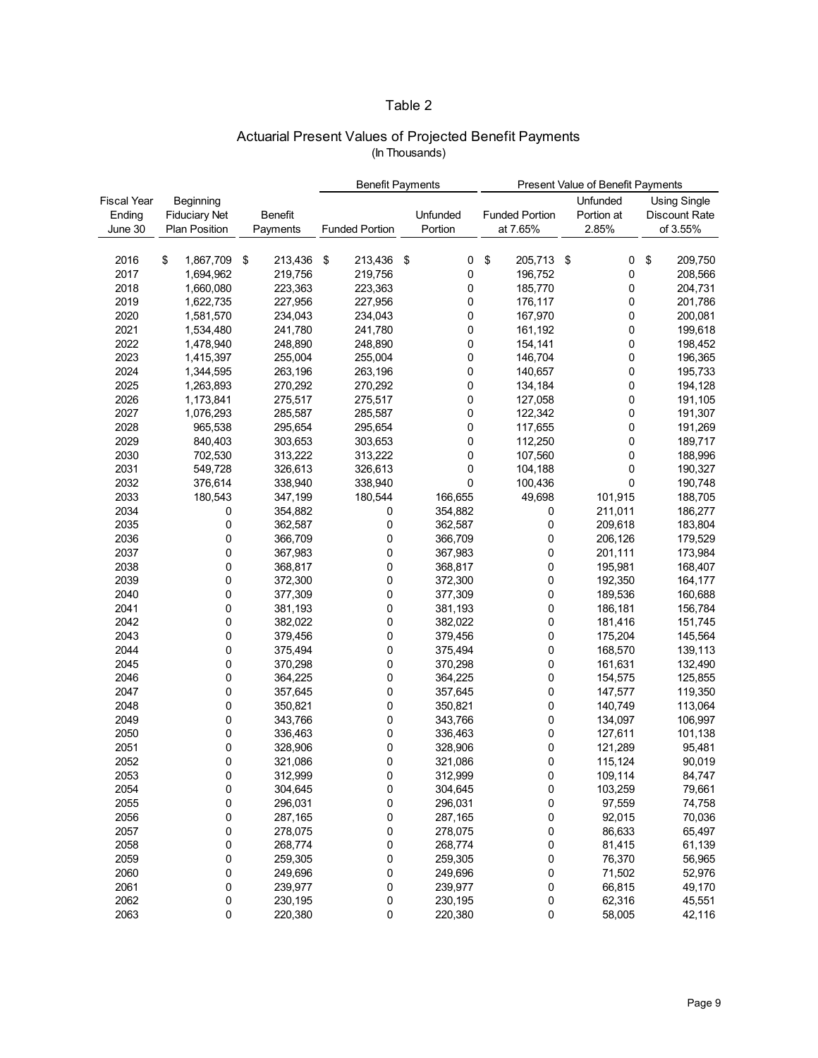# Table 2

## Actuarial Present Values of Projected Benefit Payments
(In Thousands)

| Fiscal Year Ending June 30 | Beginning Fiduciary Net Plan Position | Benefit Payments | Benefit Payments | | Present Value of Benefit Payments | | |
|---|---|---|---|---|---|---|---|
| | | | Funded Portion | Unfunded Portion | Funded Portion at 7.65% | Unfunded Portion at 2.85% | Using Single Discount Rate of 3.55% |
| 2016 | $ 1,867,709 | $ 213,436 | $ 213,436 | $ 0 | $ 205,713 | $ 0 | $ 209,750 |
| 2017 | 1,694,962 | 219,756 | 219,756 | 0 | 196,752 | 0 | 208,566 |
| 2018 | 1,660,080 | 223,363 | 223,363 | 0 | 185,770 | 0 | 204,731 |
| 2019 | 1,622,735 | 227,956 | 227,956 | 0 | 176,117 | 0 | 201,786 |
| 2020 | 1,581,570 | 234,043 | 234,043 | 0 | 167,970 | 0 | 200,081 |
| 2021 | 1,534,480 | 241,780 | 241,780 | 0 | 161,192 | 0 | 199,618 |
| 2022 | 1,478,940 | 248,890 | 248,890 | 0 | 154,141 | 0 | 198,452 |
| 2023 | 1,415,397 | 255,004 | 255,004 | 0 | 146,704 | 0 | 196,365 |
| 2024 | 1,344,595 | 263,196 | 263,196 | 0 | 140,657 | 0 | 195,733 |
| 2025 | 1,263,893 | 270,292 | 270,292 | 0 | 134,184 | 0 | 194,128 |
| 2026 | 1,173,841 | 275,517 | 275,517 | 0 | 127,058 | 0 | 191,105 |
| 2027 | 1,076,293 | 285,587 | 285,587 | 0 | 122,342 | 0 | 191,307 |
| 2028 | 965,538 | 295,654 | 295,654 | 0 | 117,655 | 0 | 191,269 |
| 2029 | 840,403 | 303,653 | 303,653 | 0 | 112,250 | 0 | 189,717 |
| 2030 | 702,530 | 313,222 | 313,222 | 0 | 107,560 | 0 | 188,996 |
| 2031 | 549,728 | 326,613 | 326,613 | 0 | 104,188 | 0 | 190,327 |
| 2032 | 376,614 | 338,940 | 338,940 | 0 | 100,436 | 0 | 190,748 |
| 2033 | 180,543 | 347,199 | 180,544 | 166,655 | 49,698 | 101,915 | 188,705 |
| 2034 | 0 | 354,882 | 0 | 354,882 | 0 | 211,011 | 186,277 |
| 2035 | 0 | 362,587 | 0 | 362,587 | 0 | 209,618 | 183,804 |
| 2036 | 0 | 366,709 | 0 | 366,709 | 0 | 206,126 | 179,529 |
| 2037 | 0 | 367,983 | 0 | 367,983 | 0 | 201,111 | 173,984 |
| 2038 | 0 | 368,817 | 0 | 368,817 | 0 | 195,981 | 168,407 |
| 2039 | 0 | 372,300 | 0 | 372,300 | 0 | 192,350 | 164,177 |
| 2040 | 0 | 377,309 | 0 | 377,309 | 0 | 189,536 | 160,688 |
| 2041 | 0 | 381,193 | 0 | 381,193 | 0 | 186,181 | 156,784 |
| 2042 | 0 | 382,022 | 0 | 382,022 | 0 | 181,416 | 151,745 |
| 2043 | 0 | 379,456 | 0 | 379,456 | 0 | 175,204 | 145,564 |
| 2044 | 0 | 375,494 | 0 | 375,494 | 0 | 168,570 | 139,113 |
| 2045 | 0 | 370,298 | 0 | 370,298 | 0 | 161,631 | 132,490 |
| 2046 | 0 | 364,225 | 0 | 364,225 | 0 | 154,575 | 125,855 |
| 2047 | 0 | 357,645 | 0 | 357,645 | 0 | 147,577 | 119,350 |
| 2048 | 0 | 350,821 | 0 | 350,821 | 0 | 140,749 | 113,064 |
| 2049 | 0 | 343,766 | 0 | 343,766 | 0 | 134,097 | 106,997 |
| 2050 | 0 | 336,463 | 0 | 336,463 | 0 | 127,611 | 101,138 |
| 2051 | 0 | 328,906 | 0 | 328,906 | 0 | 121,289 | 95,481 |
| 2052 | 0 | 321,086 | 0 | 321,086 | 0 | 115,124 | 90,019 |
| 2053 | 0 | 312,999 | 0 | 312,999 | 0 | 109,114 | 84,747 |
| 2054 | 0 | 304,645 | 0 | 304,645 | 0 | 103,259 | 79,661 |
| 2055 | 0 | 296,031 | 0 | 296,031 | 0 | 97,559 | 74,758 |
| 2056 | 0 | 287,165 | 0 | 287,165 | 0 | 92,015 | 70,036 |
| 2057 | 0 | 278,075 | 0 | 278,075 | 0 | 86,633 | 65,497 |
| 2058 | 0 | 268,774 | 0 | 268,774 | 0 | 81,415 | 61,139 |
| 2059 | 0 | 259,305 | 0 | 259,305 | 0 | 76,370 | 56,965 |
| 2060 | 0 | 249,696 | 0 | 249,696 | 0 | 71,502 | 52,976 |
| 2061 | 0 | 239,977 | 0 | 239,977 | 0 | 66,815 | 49,170 |
| 2062 | 0 | 230,195 | 0 | 230,195 | 0 | 62,316 | 45,551 |
| 2063 | 0 | 220,380 | 0 | 220,380 | 0 | 58,005 | 42,116 |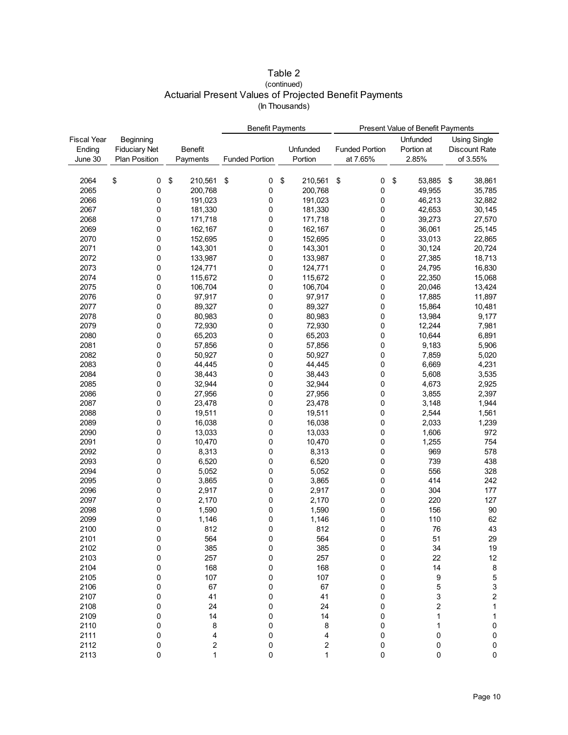# Table 2
(continued)
## Actuarial Present Values of Projected Benefit Payments
(In Thousands)

| | | | Benefit Payments | | Present Value of Benefit Payments | | |
|---|---|---|---|---|---|---|---|
| Fiscal Year Ending June 30 | Beginning Fiduciary Net Plan Position | Benefit Payments | Funded Portion | Unfunded Portion | Funded Portion at 7.65% | Unfunded Portion at 2.85% | Using Single Discount Rate of 3.55% |
| 2064 | $ 0 | $ 210,561 | $ 0 | $ 210,561 | $ 0 | $ 53,885 | $ 38,861 |
| 2065 | 0 | 200,768 | 0 | 200,768 | 0 | 49,955 | 35,785 |
| 2066 | 0 | 191,023 | 0 | 191,023 | 0 | 46,213 | 32,882 |
| 2067 | 0 | 181,330 | 0 | 181,330 | 0 | 42,653 | 30,145 |
| 2068 | 0 | 171,718 | 0 | 171,718 | 0 | 39,273 | 27,570 |
| 2069 | 0 | 162,167 | 0 | 162,167 | 0 | 36,061 | 25,145 |
| 2070 | 0 | 152,695 | 0 | 152,695 | 0 | 33,013 | 22,865 |
| 2071 | 0 | 143,301 | 0 | 143,301 | 0 | 30,124 | 20,724 |
| 2072 | 0 | 133,987 | 0 | 133,987 | 0 | 27,385 | 18,713 |
| 2073 | 0 | 124,771 | 0 | 124,771 | 0 | 24,795 | 16,830 |
| 2074 | 0 | 115,672 | 0 | 115,672 | 0 | 22,350 | 15,068 |
| 2075 | 0 | 106,704 | 0 | 106,704 | 0 | 20,046 | 13,424 |
| 2076 | 0 | 97,917 | 0 | 97,917 | 0 | 17,885 | 11,897 |
| 2077 | 0 | 89,327 | 0 | 89,327 | 0 | 15,864 | 10,481 |
| 2078 | 0 | 80,983 | 0 | 80,983 | 0 | 13,984 | 9,177 |
| 2079 | 0 | 72,930 | 0 | 72,930 | 0 | 12,244 | 7,981 |
| 2080 | 0 | 65,203 | 0 | 65,203 | 0 | 10,644 | 6,891 |
| 2081 | 0 | 57,856 | 0 | 57,856 | 0 | 9,183 | 5,906 |
| 2082 | 0 | 50,927 | 0 | 50,927 | 0 | 7,859 | 5,020 |
| 2083 | 0 | 44,445 | 0 | 44,445 | 0 | 6,669 | 4,231 |
| 2084 | 0 | 38,443 | 0 | 38,443 | 0 | 5,608 | 3,535 |
| 2085 | 0 | 32,944 | 0 | 32,944 | 0 | 4,673 | 2,925 |
| 2086 | 0 | 27,956 | 0 | 27,956 | 0 | 3,855 | 2,397 |
| 2087 | 0 | 23,478 | 0 | 23,478 | 0 | 3,148 | 1,944 |
| 2088 | 0 | 19,511 | 0 | 19,511 | 0 | 2,544 | 1,561 |
| 2089 | 0 | 16,038 | 0 | 16,038 | 0 | 2,033 | 1,239 |
| 2090 | 0 | 13,033 | 0 | 13,033 | 0 | 1,606 | 972 |
| 2091 | 0 | 10,470 | 0 | 10,470 | 0 | 1,255 | 754 |
| 2092 | 0 | 8,313 | 0 | 8,313 | 0 | 969 | 578 |
| 2093 | 0 | 6,520 | 0 | 6,520 | 0 | 739 | 438 |
| 2094 | 0 | 5,052 | 0 | 5,052 | 0 | 556 | 328 |
| 2095 | 0 | 3,865 | 0 | 3,865 | 0 | 414 | 242 |
| 2096 | 0 | 2,917 | 0 | 2,917 | 0 | 304 | 177 |
| 2097 | 0 | 2,170 | 0 | 2,170 | 0 | 220 | 127 |
| 2098 | 0 | 1,590 | 0 | 1,590 | 0 | 156 | 90 |
| 2099 | 0 | 1,146 | 0 | 1,146 | 0 | 110 | 62 |
| 2100 | 0 | 812 | 0 | 812 | 0 | 76 | 43 |
| 2101 | 0 | 564 | 0 | 564 | 0 | 51 | 29 |
| 2102 | 0 | 385 | 0 | 385 | 0 | 34 | 19 |
| 2103 | 0 | 257 | 0 | 257 | 0 | 22 | 12 |
| 2104 | 0 | 168 | 0 | 168 | 0 | 14 | 8 |
| 2105 | 0 | 107 | 0 | 107 | 0 | 9 | 5 |
| 2106 | 0 | 67 | 0 | 67 | 0 | 5 | 3 |
| 2107 | 0 | 41 | 0 | 41 | 0 | 3 | 2 |
| 2108 | 0 | 24 | 0 | 24 | 0 | 2 | 1 |
| 2109 | 0 | 14 | 0 | 14 | 0 | 1 | 1 |
| 2110 | 0 | 8 | 0 | 8 | 0 | 1 | 0 |
| 2111 | 0 | 4 | 0 | 4 | 0 | 0 | 0 |
| 2112 | 0 | 2 | 0 | 2 | 0 | 0 | 0 |
| 2113 | 0 | 1 | 0 | 1 | 0 | 0 | 0 |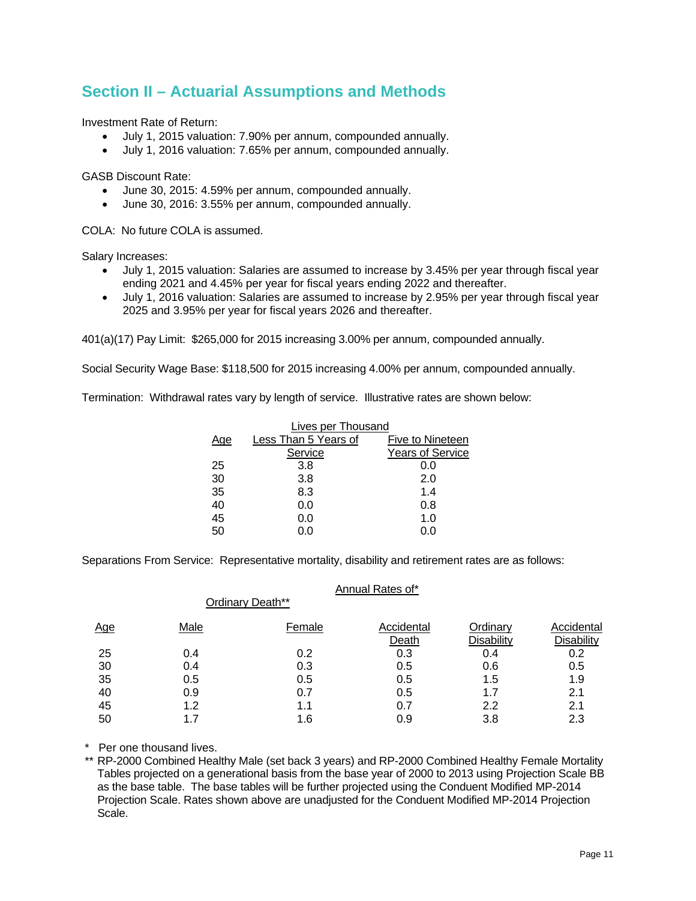## Section II – Actuarial Assumptions and Methods

Investment Rate of Return:

- July 1, 2015 valuation: 7.90% per annum, compounded annually.
- July 1, 2016 valuation: 7.65% per annum, compounded annually.

GASB Discount Rate:

- June 30, 2015: 4.59% per annum, compounded annually.
- June 30, 2016: 3.55% per annum, compounded annually.

COLA: No future COLA is assumed.

Salary Increases:

- July 1, 2015 valuation: Salaries are assumed to increase by 3.45% per year through fiscal year ending 2021 and 4.45% per year for fiscal years ending 2022 and thereafter.
- July 1, 2016 valuation: Salaries are assumed to increase by 2.95% per year through fiscal year 2025 and 3.95% per year for fiscal years 2026 and thereafter.

401(a)(17) Pay Limit: $265,000 for 2015 increasing 3.00% per annum, compounded annually.

Social Security Wage Base: $118,500 for 2015 increasing 4.00% per annum, compounded annually.

Termination: Withdrawal rates vary by length of service. Illustrative rates are shown below:

| | Lives per Thousand | |
|---|---|---|
| Age | Less Than 5 Years of Service | Five to Nineteen Years of Service |
| 25 | 3.8 | 0.0 |
| 30 | 3.8 | 2.0 |
| 35 | 8.3 | 1.4 |
| 40 | 0.0 | 0.8 |
| 45 | 0.0 | 1.0 |
| 50 | 0.0 | 0.0 |

Separations From Service: Representative mortality, disability and retirement rates are as follows:

| | Annual Rates of* | | | | |
|---|---|---|---|---|---|
| | Ordinary Death** | | | | |
| Age | Male | Female | Accidental Death | Ordinary Disability | Accidental Disability |
| 25 | 0.4 | 0.2 | 0.3 | 0.4 | 0.2 |
| 30 | 0.4 | 0.3 | 0.5 | 0.6 | 0.5 |
| 35 | 0.5 | 0.5 | 0.5 | 1.5 | 1.9 |
| 40 | 0.9 | 0.7 | 0.5 | 1.7 | 2.1 |
| 45 | 1.2 | 1.1 | 0.7 | 2.2 | 2.1 |
| 50 | 1.7 | 1.6 | 0.9 | 3.8 | 2.3 |

\* Per one thousand lives.

\*\* RP-2000 Combined Healthy Male (set back 3 years) and RP-2000 Combined Healthy Female Mortality Tables projected on a generational basis from the base year of 2000 to 2013 using Projection Scale BB as the base table. The base tables will be further projected using the Conduent Modified MP-2014 Projection Scale. Rates shown above are unadjusted for the Conduent Modified MP-2014 Projection Scale.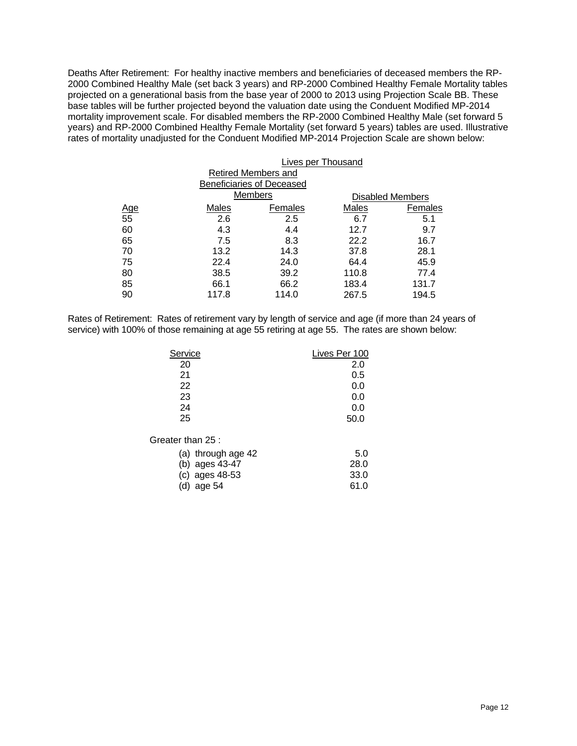Deaths After Retirement: For healthy inactive members and beneficiaries of deceased members the RP-2000 Combined Healthy Male (set back 3 years) and RP-2000 Combined Healthy Female Mortality tables projected on a generational basis from the base year of 2000 to 2013 using Projection Scale BB. These base tables will be further projected beyond the valuation date using the Conduent Modified MP-2014 mortality improvement scale. For disabled members the RP-2000 Combined Healthy Male (set forward 5 years) and RP-2000 Combined Healthy Female Mortality (set forward 5 years) tables are used. Illustrative rates of mortality unadjusted for the Conduent Modified MP-2014 Projection Scale are shown below:

| | Lives per Thousand | | | |
|---|---|---|---|---|
| | Retired Members and Beneficiaries of Deceased Members | | Disabled Members | |
| Age | Males | Females | Males | Females |
| 55 | 2.6 | 2.5 | 6.7 | 5.1 |
| 60 | 4.3 | 4.4 | 12.7 | 9.7 |
| 65 | 7.5 | 8.3 | 22.2 | 16.7 |
| 70 | 13.2 | 14.3 | 37.8 | 28.1 |
| 75 | 22.4 | 24.0 | 64.4 | 45.9 |
| 80 | 38.5 | 39.2 | 110.8 | 77.4 |
| 85 | 66.1 | 66.2 | 183.4 | 131.7 |
| 90 | 117.8 | 114.0 | 267.5 | 194.5 |

Rates of Retirement: Rates of retirement vary by length of service and age (if more than 24 years of service) with 100% of those remaining at age 55 retiring at age 55. The rates are shown below:

| Service | Lives Per 100 |
|---|---|
| 20 | 2.0 |
| 21 | 0.5 |
| 22 | 0.0 |
| 23 | 0.0 |
| 24 | 0.0 |
| 25 | 50.0 |
| Greater than 25 : | |
| (a) through age 42 | 5.0 |
| (b) ages 43-47 | 28.0 |
| (c) ages 48-53 | 33.0 |
| (d) age 54 | 61.0 |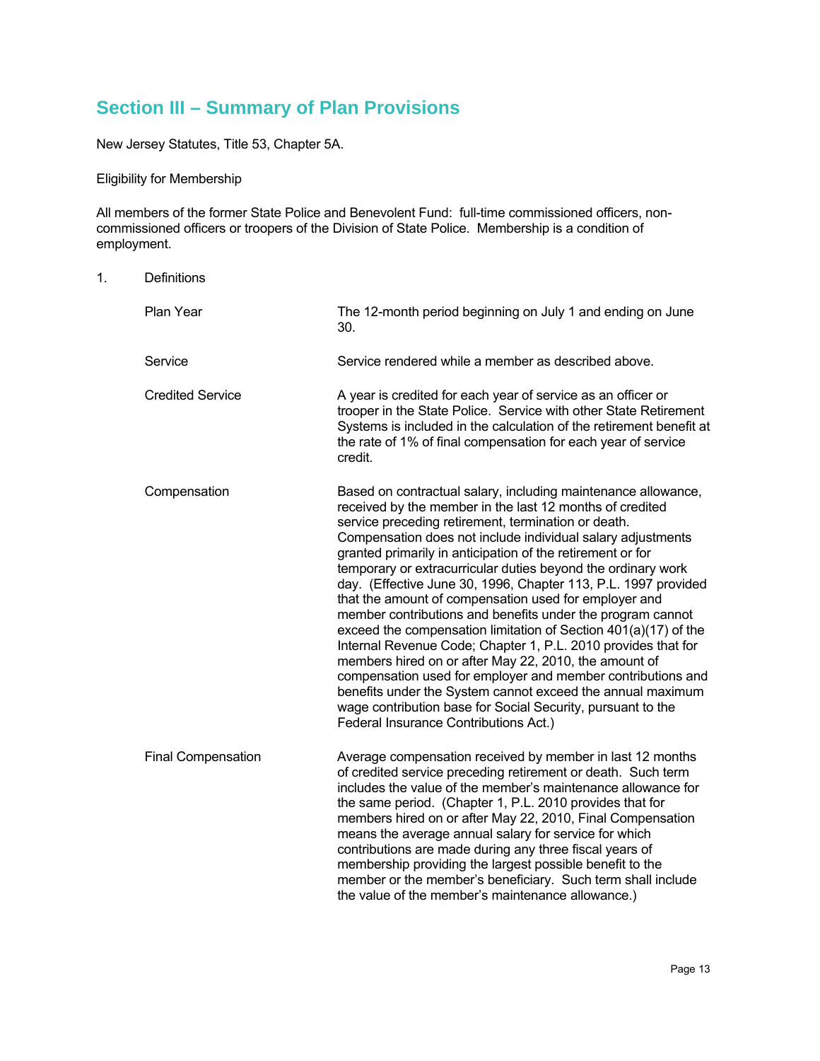## Section III – Summary of Plan Provisions

New Jersey Statutes, Title 53, Chapter 5A.

Eligibility for Membership

All members of the former State Police and Benevolent Fund: full-time commissioned officers, non-commissioned officers or troopers of the Division of State Police. Membership is a condition of employment.

1. Definitions

| | |
|---|---|
| Plan Year | The 12-month period beginning on July 1 and ending on June 30. |
| Service | Service rendered while a member as described above. |
| Credited Service | A year is credited for each year of service as an officer or trooper in the State Police. Service with other State Retirement Systems is included in the calculation of the retirement benefit at the rate of 1% of final compensation for each year of service credit. |
| Compensation | Based on contractual salary, including maintenance allowance, received by the member in the last 12 months of credited service preceding retirement, termination or death. Compensation does not include individual salary adjustments granted primarily in anticipation of the retirement or for temporary or extracurricular duties beyond the ordinary work day. (Effective June 30, 1996, Chapter 113, P.L. 1997 provided that the amount of compensation used for employer and member contributions and benefits under the program cannot exceed the compensation limitation of Section 401(a)(17) of the Internal Revenue Code; Chapter 1, P.L. 2010 provides that for members hired on or after May 22, 2010, the amount of compensation used for employer and member contributions and benefits under the System cannot exceed the annual maximum wage contribution base for Social Security, pursuant to the Federal Insurance Contributions Act.) |
| Final Compensation | Average compensation received by member in last 12 months of credited service preceding retirement or death. Such term includes the value of the member's maintenance allowance for the same period. (Chapter 1, P.L. 2010 provides that for members hired on or after May 22, 2010, Final Compensation means the average annual salary for service for which contributions are made during any three fiscal years of membership providing the largest possible benefit to the member or the member's beneficiary. Such term shall include the value of the member's maintenance allowance.) |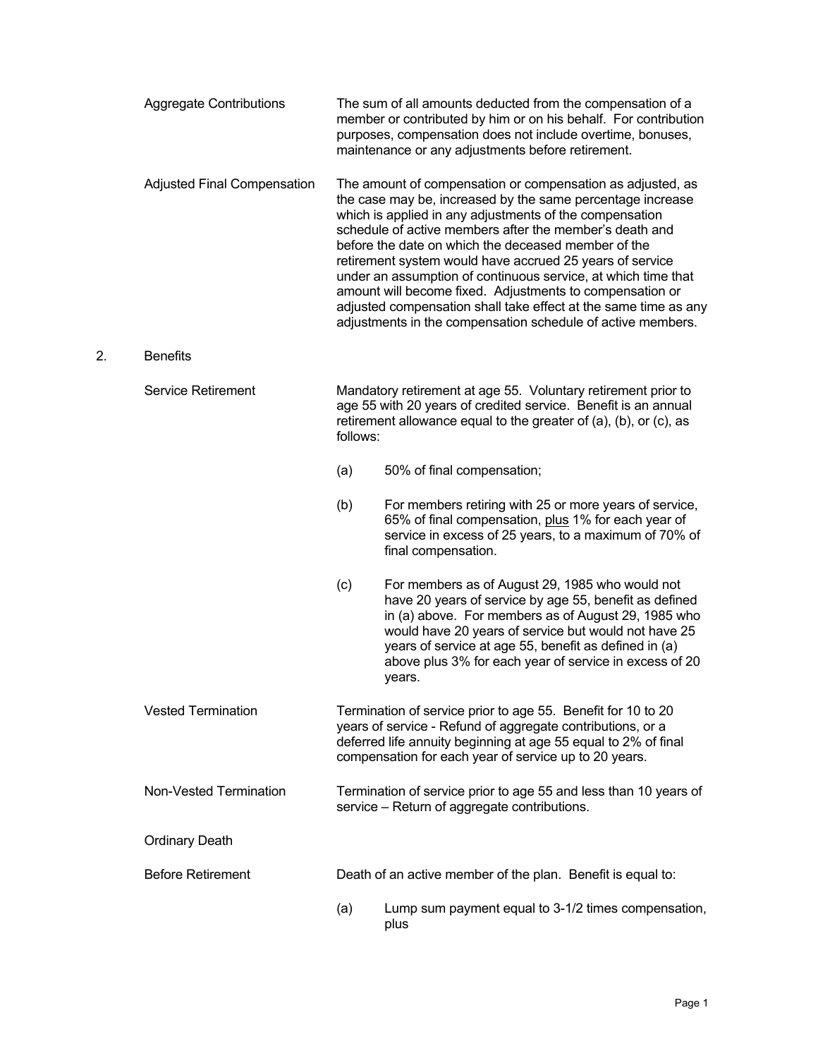**Aggregate Contributions**

The sum of all amounts deducted from the compensation of a member or contributed by him or on his behalf. For contribution purposes, compensation does not include overtime, bonuses, maintenance or any adjustments before retirement.

**Adjusted Final Compensation**

The amount of compensation or compensation as adjusted, as the case may be, increased by the same percentage increase which is applied in any adjustments of the compensation schedule of active members after the member's death and before the date on which the deceased member of the retirement system would have accrued 25 years of service under an assumption of continuous service, at which time that amount will become fixed. Adjustments to compensation or adjusted compensation shall take effect at the same time as any adjustments in the compensation schedule of active members.

2. Benefits

**Service Retirement**

Mandatory retirement at age 55. Voluntary retirement prior to age 55 with 20 years of credited service. Benefit is an annual retirement allowance equal to the greater of (a), (b), or (c), as follows:

(a) 50% of final compensation;

(b) For members retiring with 25 or more years of service, 65% of final compensation, plus 1% for each year of service in excess of 25 years, to a maximum of 70% of final compensation.

(c) For members as of August 29, 1985 who would not have 20 years of service by age 55, benefit as defined in (a) above. For members as of August 29, 1985 who would have 20 years of service but would not have 25 years of service at age 55, benefit as defined in (a) above plus 3% for each year of service in excess of 20 years.

**Vested Termination**

Termination of service prior to age 55. Benefit for 10 to 20 years of service - Refund of aggregate contributions, or a deferred life annuity beginning at age 55 equal to 2% of final compensation for each year of service up to 20 years.

**Non-Vested Termination**

Termination of service prior to age 55 and less than 10 years of service – Return of aggregate contributions.

**Ordinary Death**

**Before Retirement**

Death of an active member of the plan. Benefit is equal to:

(a) Lump sum payment equal to 3-1/2 times compensation, plus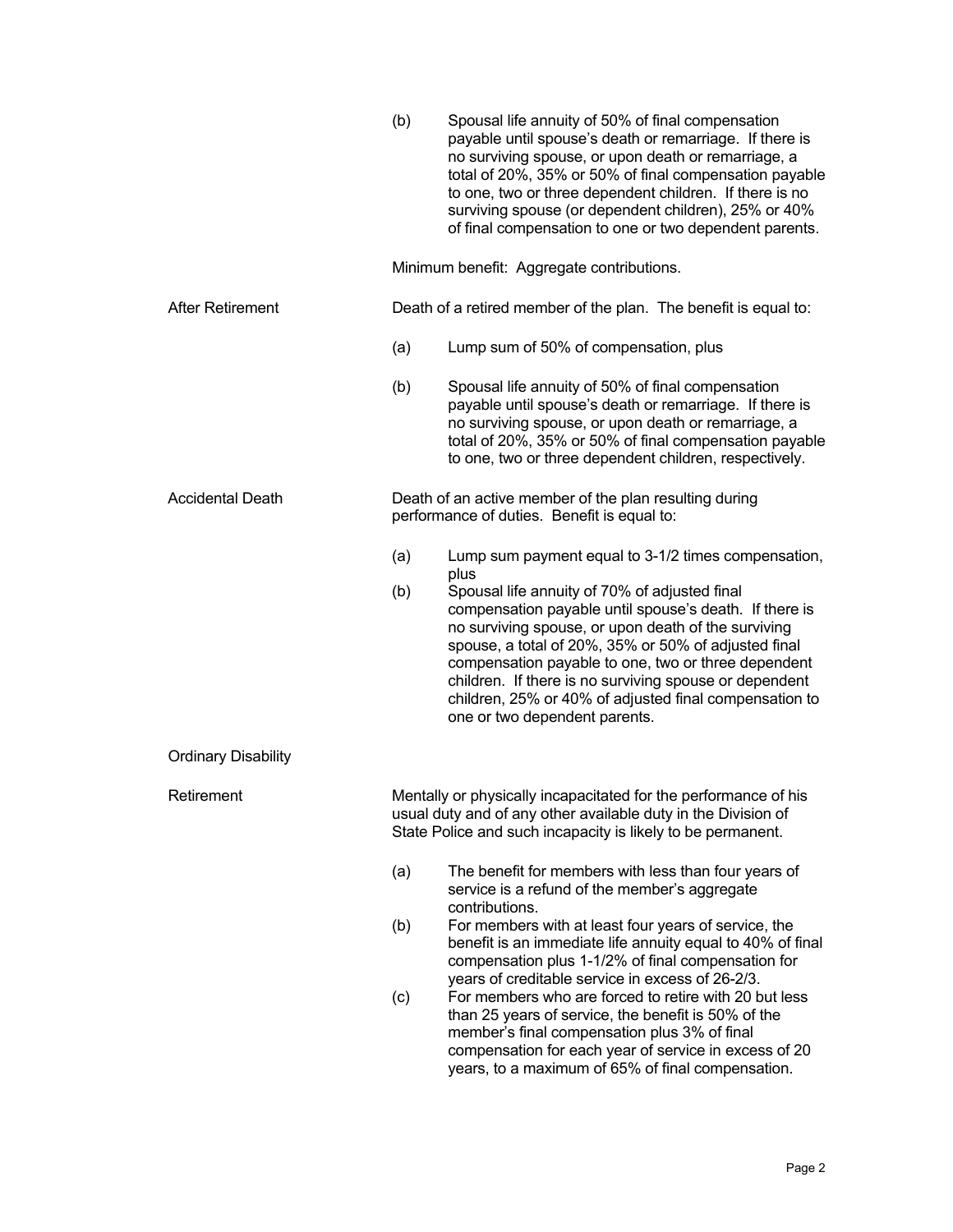(b) Spousal life annuity of 50% of final compensation payable until spouse's death or remarriage. If there is no surviving spouse, or upon death or remarriage, a total of 20%, 35% or 50% of final compensation payable to one, two or three dependent children. If there is no surviving spouse (or dependent children), 25% or 40% of final compensation to one or two dependent parents.

Minimum benefit: Aggregate contributions.

**After Retirement**

Death of a retired member of the plan. The benefit is equal to:

(a) Lump sum of 50% of compensation, plus

(b) Spousal life annuity of 50% of final compensation payable until spouse's death or remarriage. If there is no surviving spouse, or upon death or remarriage, a total of 20%, 35% or 50% of final compensation payable to one, two or three dependent children, respectively.

**Accidental Death**

Death of an active member of the plan resulting during performance of duties. Benefit is equal to:

(a) Lump sum payment equal to 3-1/2 times compensation, plus

(b) Spousal life annuity of 70% of adjusted final compensation payable until spouse's death. If there is no surviving spouse, or upon death of the surviving spouse, a total of 20%, 35% or 50% of adjusted final compensation payable to one, two or three dependent children. If there is no surviving spouse or dependent children, 25% or 40% of adjusted final compensation to one or two dependent parents.

**Ordinary Disability**

**Retirement**

Mentally or physically incapacitated for the performance of his usual duty and of any other available duty in the Division of State Police and such incapacity is likely to be permanent.

(a) The benefit for members with less than four years of service is a refund of the member's aggregate contributions.

(b) For members with at least four years of service, the benefit is an immediate life annuity equal to 40% of final compensation plus 1-1/2% of final compensation for years of creditable service in excess of 26-2/3.

(c) For members who are forced to retire with 20 but less than 25 years of service, the benefit is 50% of the member's final compensation plus 3% of final compensation for each year of service in excess of 20 years, to a maximum of 65% of final compensation.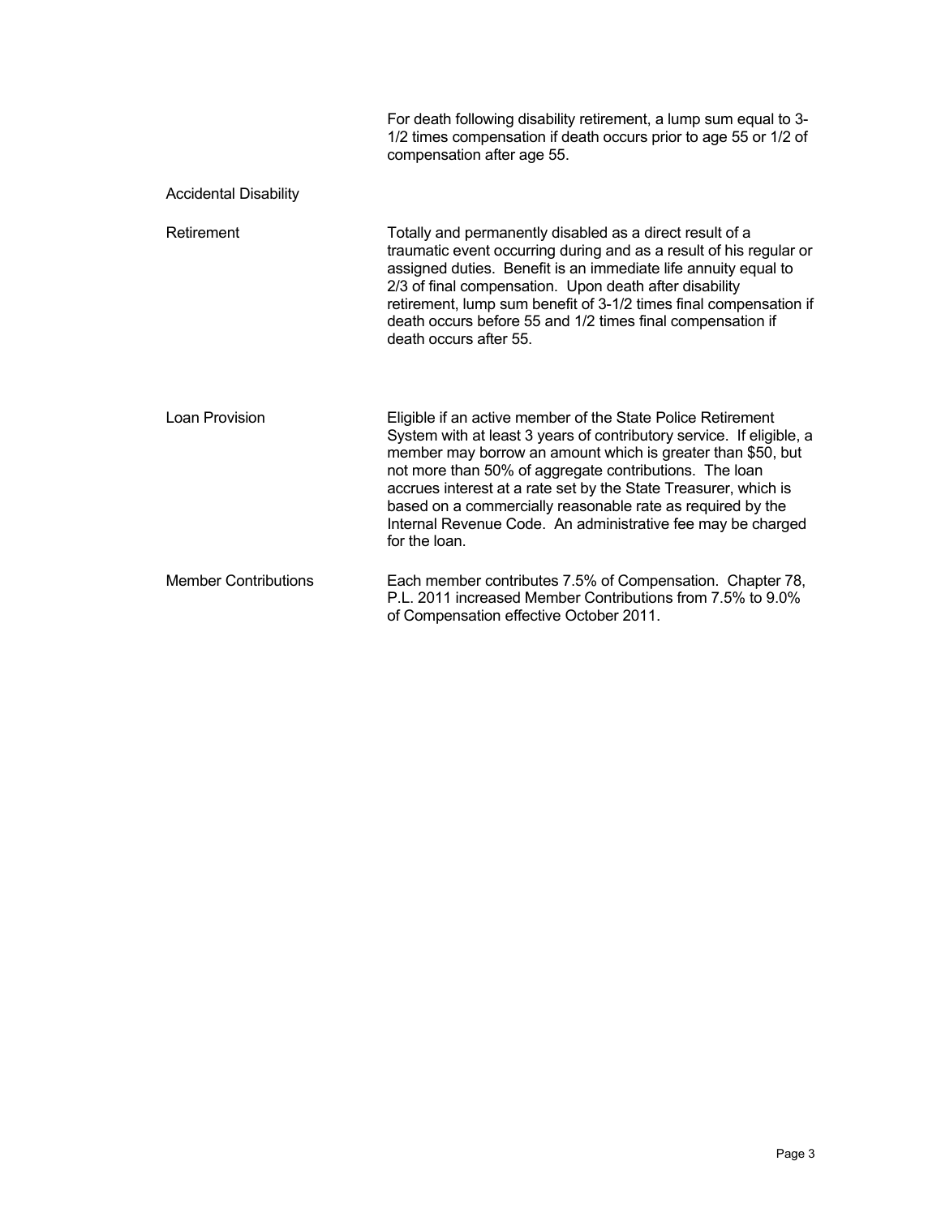For death following disability retirement, a lump sum equal to 3-1/2 times compensation if death occurs prior to age 55 or 1/2 of compensation after age 55.

| | |
|---|---|
| Accidental Disability | |
| Retirement | Totally and permanently disabled as a direct result of a traumatic event occurring during and as a result of his regular or assigned duties. Benefit is an immediate life annuity equal to 2/3 of final compensation. Upon death after disability retirement, lump sum benefit of 3-1/2 times final compensation if death occurs before 55 and 1/2 times final compensation if death occurs after 55. |
| Loan Provision | Eligible if an active member of the State Police Retirement System with at least 3 years of contributory service. If eligible, a member may borrow an amount which is greater than $50, but not more than 50% of aggregate contributions. The loan accrues interest at a rate set by the State Treasurer, which is based on a commercially reasonable rate as required by the Internal Revenue Code. An administrative fee may be charged for the loan. |
| Member Contributions | Each member contributes 7.5% of Compensation. Chapter 78, P.L. 2011 increased Member Contributions from 7.5% to 9.0% of Compensation effective October 2011. |